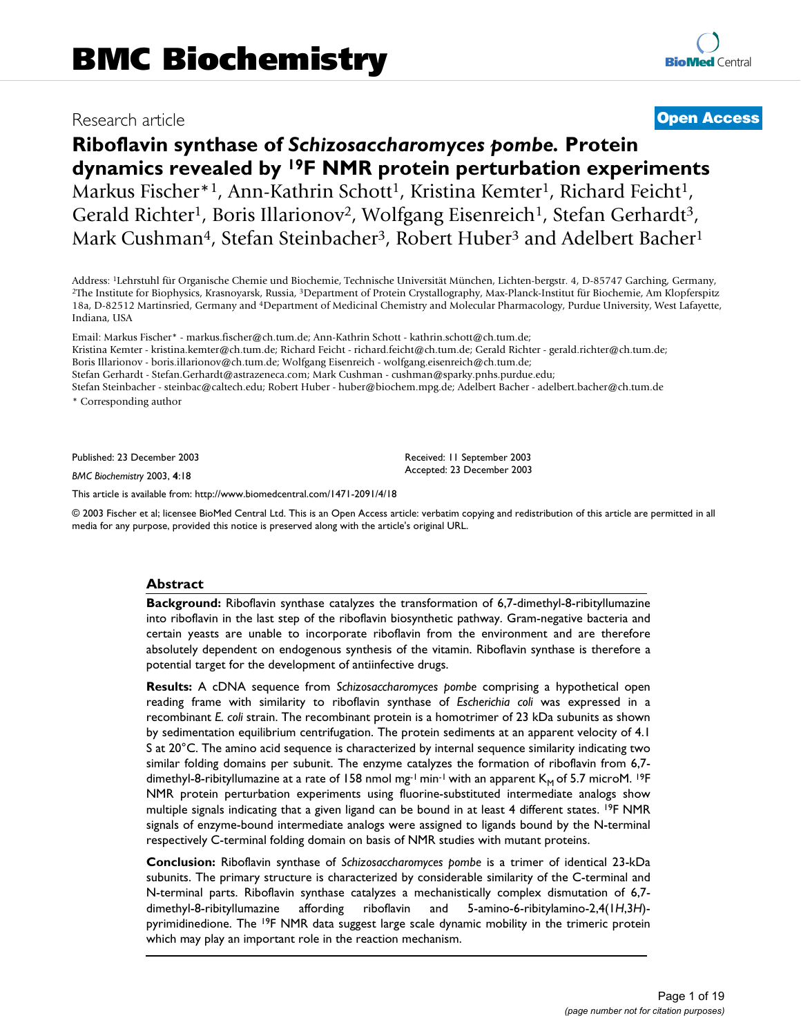BMC Biochemistry

Research article **Open Access**

# Riboflavin synthase of *Schizosaccharomyces pombe*. Protein dynamics revealed by $^{19}$F NMR protein perturbation experiments

Markus Fischer*[1], Ann-Kathrin Schott[1], Kristina Kemter[1], Richard Feicht[1], Gerald Richter[1], Boris Illarionov[2], Wolfgang Eisenreich[1], Stefan Gerhardt[3], Mark Cushman[4], Stefan Steinbacher[3], Robert Huber[3] and Adelbert Bacher[1]

Address: [1]Lehrstuhl für Organische Chemie und Biochemie, Technische Universität München, Lichten-bergstr. 4, D-85747 Garching, Germany, [2]The Institute for Biophysics, Krasnoyarsk, Russia, [3]Department of Protein Crystallography, Max-Planck-Institut für Biochemie, Am Klopferspitz 18a, D-82512 Martinsried, Germany and [4]Department of Medicinal Chemistry and Molecular Pharmacology, Purdue University, West Lafayette, Indiana, USA

Email: Markus Fischer* - markus.fischer@ch.tum.de; Ann-Kathrin Schott - kathrin.schott@ch.tum.de; Kristina Kemter - kristina.kemter@ch.tum.de; Richard Feicht - richard.feicht@ch.tum.de; Gerald Richter - gerald.richter@ch.tum.de; Boris Illarionov - boris.illarionov@ch.tum.de; Wolfgang Eisenreich - wolfgang.eisenreich@ch.tum.de; Stefan Gerhardt - Stefan.Gerhardt@astrazeneca.com; Mark Cushman - cushman@sparky.pnhs.purdue.edu; Stefan Steinbacher - steinbac@caltech.edu; Robert Huber - huber@biochem.mpg.de; Adelbert Bacher - adelbert.bacher@ch.tum.de

\* Corresponding author

Published: 23 December 2003

*BMC Biochemistry* 2003, **4**:18

Received: 11 September 2003
Accepted: 23 December 2003

This article is available from: http://www.biomedcentral.com/1471-2091/4/18

© 2003 Fischer et al; licensee BioMed Central Ltd. This is an Open Access article: verbatim copying and redistribution of this article are permitted in all media for any purpose, provided this notice is preserved along with the article's original URL.

## Abstract

**Background:** Riboflavin synthase catalyzes the transformation of 6,7-dimethyl-8-ribityllumazine into riboflavin in the last step of the riboflavin biosynthetic pathway. Gram-negative bacteria and certain yeasts are unable to incorporate riboflavin from the environment and are therefore absolutely dependent on endogenous synthesis of the vitamin. Riboflavin synthase is therefore a potential target for the development of antiinfective drugs.

**Results:** A cDNA sequence from *Schizosaccharomyces pombe* comprising a hypothetical open reading frame with similarity to riboflavin synthase of *Escherichia coli* was expressed in a recombinant *E. coli* strain. The recombinant protein is a homotrimer of 23 kDa subunits as shown by sedimentation equilibrium centrifugation. The protein sediments at an apparent velocity of 4.1 S at 20°C. The amino acid sequence is characterized by internal sequence similarity indicating two similar folding domains per subunit. The enzyme catalyzes the formation of riboflavin from 6,7-dimethyl-8-ribityllumazine at a rate of 158 nmol mg$^{-1}$ min$^{-1}$ with an apparent $K_M$ of 5.7 microM. $^{19}$F NMR protein perturbation experiments using fluorine-substituted intermediate analogs show multiple signals indicating that a given ligand can be bound in at least 4 different states. $^{19}$F NMR signals of enzyme-bound intermediate analogs were assigned to ligands bound by the N-terminal respectively C-terminal folding domain on basis of NMR studies with mutant proteins.

**Conclusion:** Riboflavin synthase of *Schizosaccharomyces pombe* is a trimer of identical 23-kDa subunits. The primary structure is characterized by considerable similarity of the C-terminal and N-terminal parts. Riboflavin synthase catalyzes a mechanistically complex dismutation of 6,7-dimethyl-8-ribityllumazine affording riboflavin and 5-amino-6-ribitylamino-2,4(1*H*,3*H*)-pyrimidinedione. The $^{19}$F NMR data suggest large scale dynamic mobility in the trimeric protein which may play an important role in the reaction mechanism.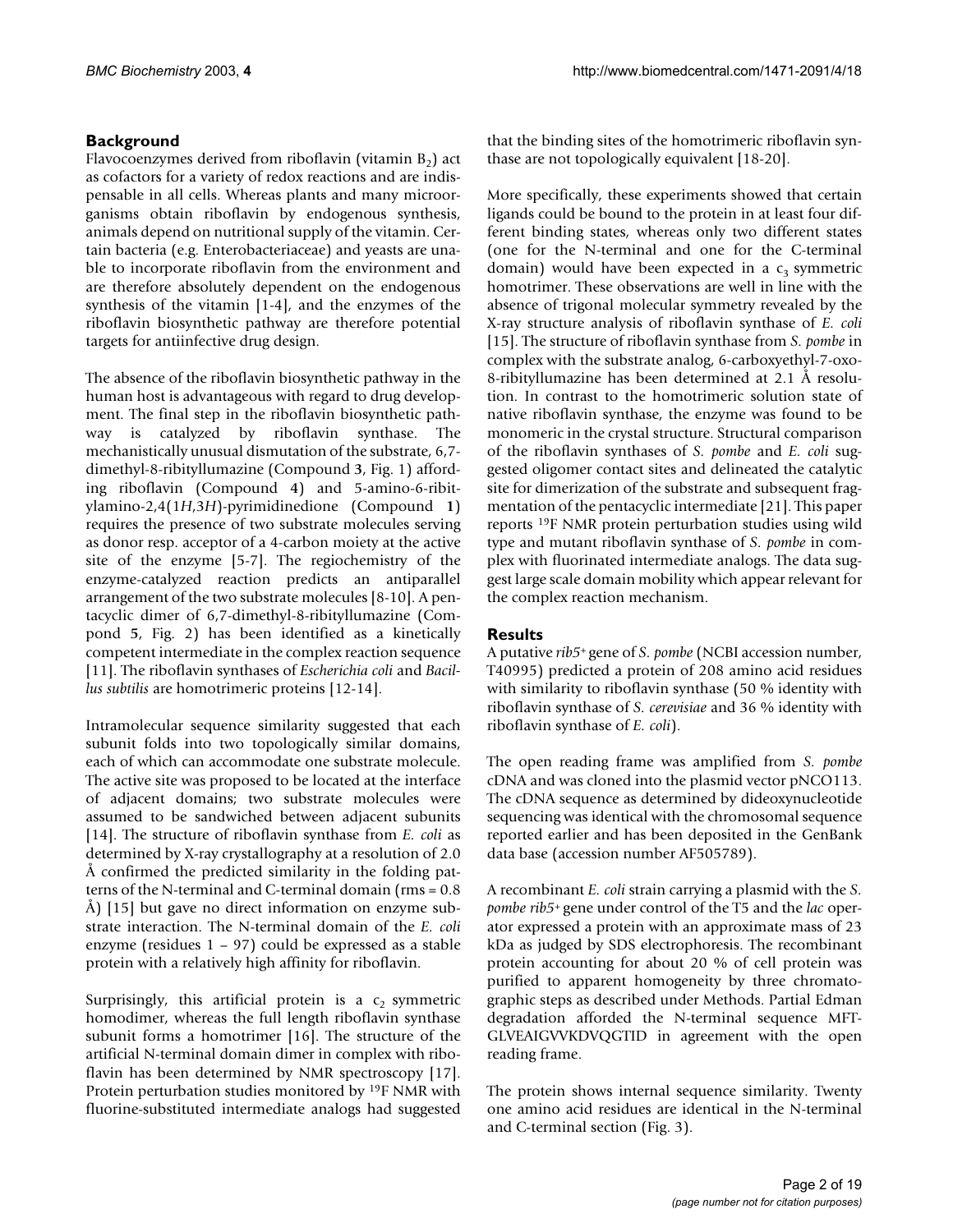## Background

Flavocoenzymes derived from riboflavin (vitamin $B_2$) act as cofactors for a variety of redox reactions and are indispensable in all cells. Whereas plants and many microorganisms obtain riboflavin by endogenous synthesis, animals depend on nutritional supply of the vitamin. Certain bacteria (e.g. Enterobacteriaceae) and yeasts are unable to incorporate riboflavin from the environment and are therefore absolutely dependent on the endogenous synthesis of the vitamin [1-4], and the enzymes of the riboflavin biosynthetic pathway are therefore potential targets for antiinfective drug design.

The absence of the riboflavin biosynthetic pathway in the human host is advantageous with regard to drug development. The final step in the riboflavin biosynthetic pathway is catalyzed by riboflavin synthase. The mechanistically unusual dismutation of the substrate, 6,7-dimethyl-8-ribityllumazine (Compound **3**, Fig. 1) affording riboflavin (Compound **4**) and 5-amino-6-ribitylamino-2,4(1*H*,3*H*)-pyrimidinedione (Compound **1**) requires the presence of two substrate molecules serving as donor resp. acceptor of a 4-carbon moiety at the active site of the enzyme [5-7]. The regiochemistry of the enzyme-catalyzed reaction predicts an antiparallel arrangement of the two substrate molecules [8-10]. A pentacyclic dimer of 6,7-dimethyl-8-ribityllumazine (Compound **5**, Fig. 2) has been identified as a kinetically competent intermediate in the complex reaction sequence [11]. The riboflavin synthases of *Escherichia coli* and *Bacillus subtilis* are homotrimeric proteins [12-14].

Intramolecular sequence similarity suggested that each subunit folds into two topologically similar domains, each of which can accommodate one substrate molecule. The active site was proposed to be located at the interface of adjacent domains; two substrate molecules were assumed to be sandwiched between adjacent subunits [14]. The structure of riboflavin synthase from *E. coli* as determined by X-ray crystallography at a resolution of 2.0 Å confirmed the predicted similarity in the folding patterns of the N-terminal and C-terminal domain (rms = 0.8 Å) [15] but gave no direct information on enzyme substrate interaction. The N-terminal domain of the *E. coli* enzyme (residues 1 – 97) could be expressed as a stable protein with a relatively high affinity for riboflavin.

Surprisingly, this artificial protein is a $c_2$ symmetric homodimer, whereas the full length riboflavin synthase subunit forms a homotrimer [16]. The structure of the artificial N-terminal domain dimer in complex with riboflavin has been determined by NMR spectroscopy [17]. Protein perturbation studies monitored by $^{19}$F NMR with fluorine-substituted intermediate analogs had suggested that the binding sites of the homotrimeric riboflavin synthase are not topologically equivalent [18-20].

More specifically, these experiments showed that certain ligands could be bound to the protein in at least four different binding states, whereas only two different states (one for the N-terminal and one for the C-terminal domain) would have been expected in a $c_3$ symmetric homotrimer. These observations are well in line with the absence of trigonal molecular symmetry revealed by the X-ray structure analysis of riboflavin synthase of *E. coli* [15]. The structure of riboflavin synthase from *S. pombe* in complex with the substrate analog, 6-carboxyethyl-7-oxo-8-ribityllumazine has been determined at 2.1 Å resolution. In contrast to the homotrimeric solution state of native riboflavin synthase, the enzyme was found to be monomeric in the crystal structure. Structural comparison of the riboflavin synthases of *S. pombe* and *E. coli* suggested oligomer contact sites and delineated the catalytic site for dimerization of the substrate and subsequent fragmentation of the pentacyclic intermediate [21]. This paper reports $^{19}$F NMR protein perturbation studies using wild type and mutant riboflavin synthase of *S. pombe* in complex with fluorinated intermediate analogs. The data suggest large scale domain mobility which appear relevant for the complex reaction mechanism.

## Results

A putative *rib5*$^{+}$ gene of *S. pombe* (NCBI accession number, T40995) predicted a protein of 208 amino acid residues with similarity to riboflavin synthase (50 % identity with riboflavin synthase of *S. cerevisiae* and 36 % identity with riboflavin synthase of *E. coli*).

The open reading frame was amplified from *S. pombe* cDNA and was cloned into the plasmid vector pNCO113. The cDNA sequence as determined by dideoxynucleotide sequencing was identical with the chromosomal sequence reported earlier and has been deposited in the GenBank data base (accession number AF505789).

A recombinant *E. coli* strain carrying a plasmid with the *S. pombe rib5*$^{+}$ gene under control of the T5 and the *lac* operator expressed a protein with an approximate mass of 23 kDa as judged by SDS electrophoresis. The recombinant protein accounting for about 20 % of cell protein was purified to apparent homogeneity by three chromatographic steps as described under Methods. Partial Edman degradation afforded the N-terminal sequence MFTGLVEAIGVVKDVQGTID in agreement with the open reading frame.

The protein shows internal sequence similarity. Twenty one amino acid residues are identical in the N-terminal and C-terminal section (Fig. 3).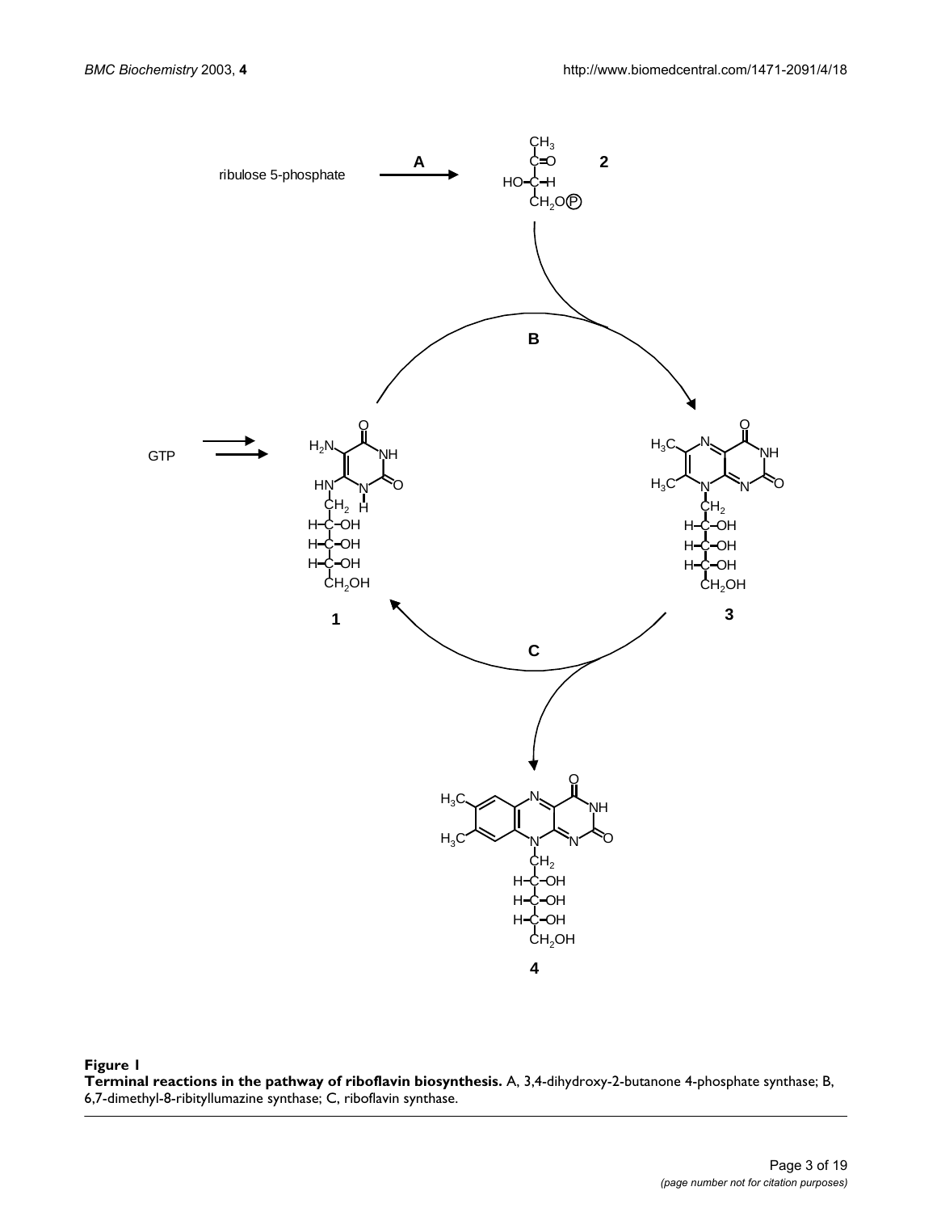**Figure 1**
**Terminal reactions in the pathway of riboflavin biosynthesis.** A, 3,4-dihydroxy-2-butanone 4-phosphate synthase; B, 6,7-dimethyl-8-ribityllumazine synthase; C, riboflavin synthase.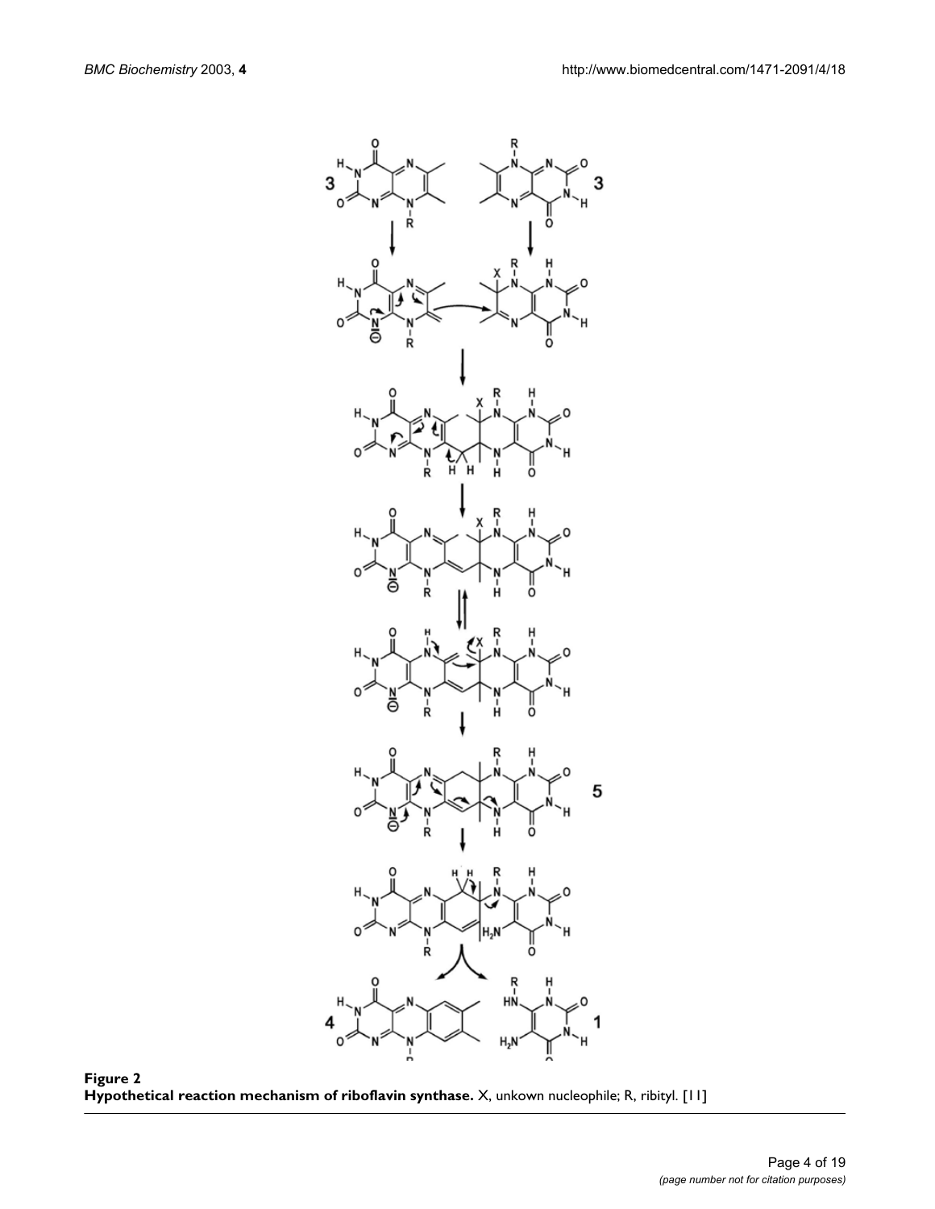**Figure 2**
**Hypothetical reaction mechanism of riboflavin synthase.** X, unkown nucleophile; R, ribityl. [11]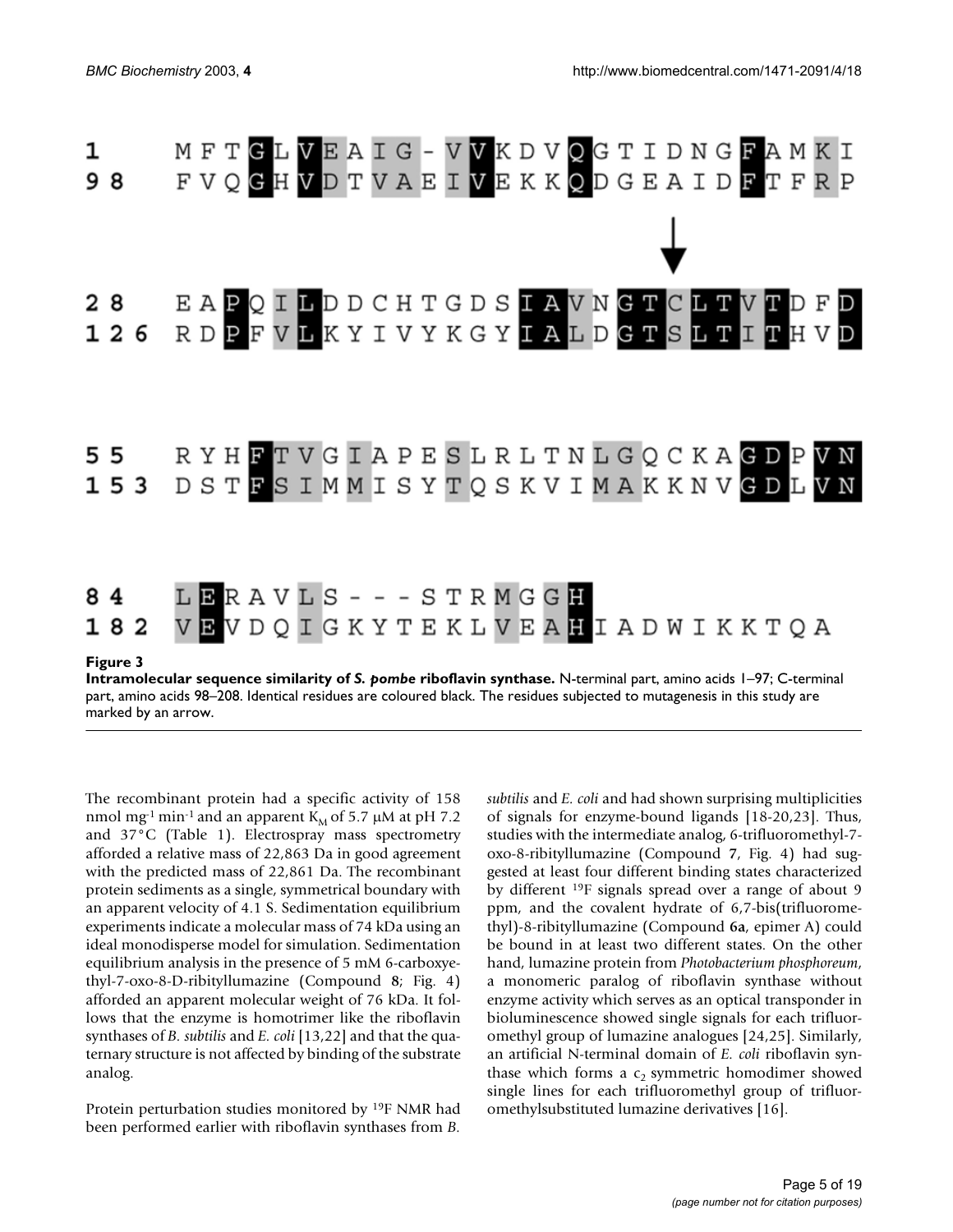```
1    MFTGLVEAIG-VVKDVQGTIDNGFAMKI
98   FVQGHVDTVAEIVEKKQDGEAIDFTFRP

                            ↓
28   EAPQILDDCHTGDSIAVNGTCLTVTDFD
126  RDPFVLKYIVYKGYIALDGTSLTITHVD

55   RYHFTVGIAPESLRLTNLGQCKAGDPVN
153  DSTFSIMMISYTQSKVIMAKKNVGDLVN

84   LERAVLS---STRMGGH
182  VEVDQIGKYTEKLVEAHIADWIKKTQA
```

**Figure 3**

**Intramolecular sequence similarity of *S. pombe* riboflavin synthase.** N-terminal part, amino acids 1–97; C-terminal part, amino acids 98–208. Identical residues are coloured black. The residues subjected to mutagenesis in this study are marked by an arrow.

The recombinant protein had a specific activity of 158 nmol mg$^{-1}$ min$^{-1}$ and an apparent $K_M$ of 5.7 μM at pH 7.2 and 37°C (Table 1). Electrospray mass spectrometry afforded a relative mass of 22,863 Da in good agreement with the predicted mass of 22,861 Da. The recombinant protein sediments as a single, symmetrical boundary with an apparent velocity of 4.1 S. Sedimentation equilibrium experiments indicate a molecular mass of 74 kDa using an ideal monodisperse model for simulation. Sedimentation equilibrium analysis in the presence of 5 mM 6-carboxyethyl-7-oxo-8-D-ribityllumazine (Compound **8**; Fig. 4) afforded an apparent molecular weight of 76 kDa. It follows that the enzyme is homotrimer like the riboflavin synthases of *B. subtilis* and *E. coli* [13,22] and that the quaternary structure is not affected by binding of the substrate analog.

Protein perturbation studies monitored by $^{19}$F NMR had been performed earlier with riboflavin synthases from *B. subtilis* and *E. coli* and had shown surprising multiplicities of signals for enzyme-bound ligands [18-20,23]. Thus, studies with the intermediate analog, 6-trifluoromethyl-7-oxo-8-ribityllumazine (Compound **7**, Fig. 4) had suggested at least four different binding states characterized by different $^{19}$F signals spread over a range of about 9 ppm, and the covalent hydrate of 6,7-bis(trifluoromethyl)-8-ribityllumazine (Compound **6a**, epimer A) could be bound in at least two different states. On the other hand, lumazine protein from *Photobacterium phosphoreum*, a monomeric paralog of riboflavin synthase without enzyme activity which serves as an optical transponder in bioluminescence showed single signals for each trifluoromethyl group of lumazine analogues [24,25]. Similarly, an artificial N-terminal domain of *E. coli* riboflavin synthase which forms a $c_2$ symmetric homodimer showed single lines for each trifluoromethyl group of trifluoromethylsubstituted lumazine derivatives [16].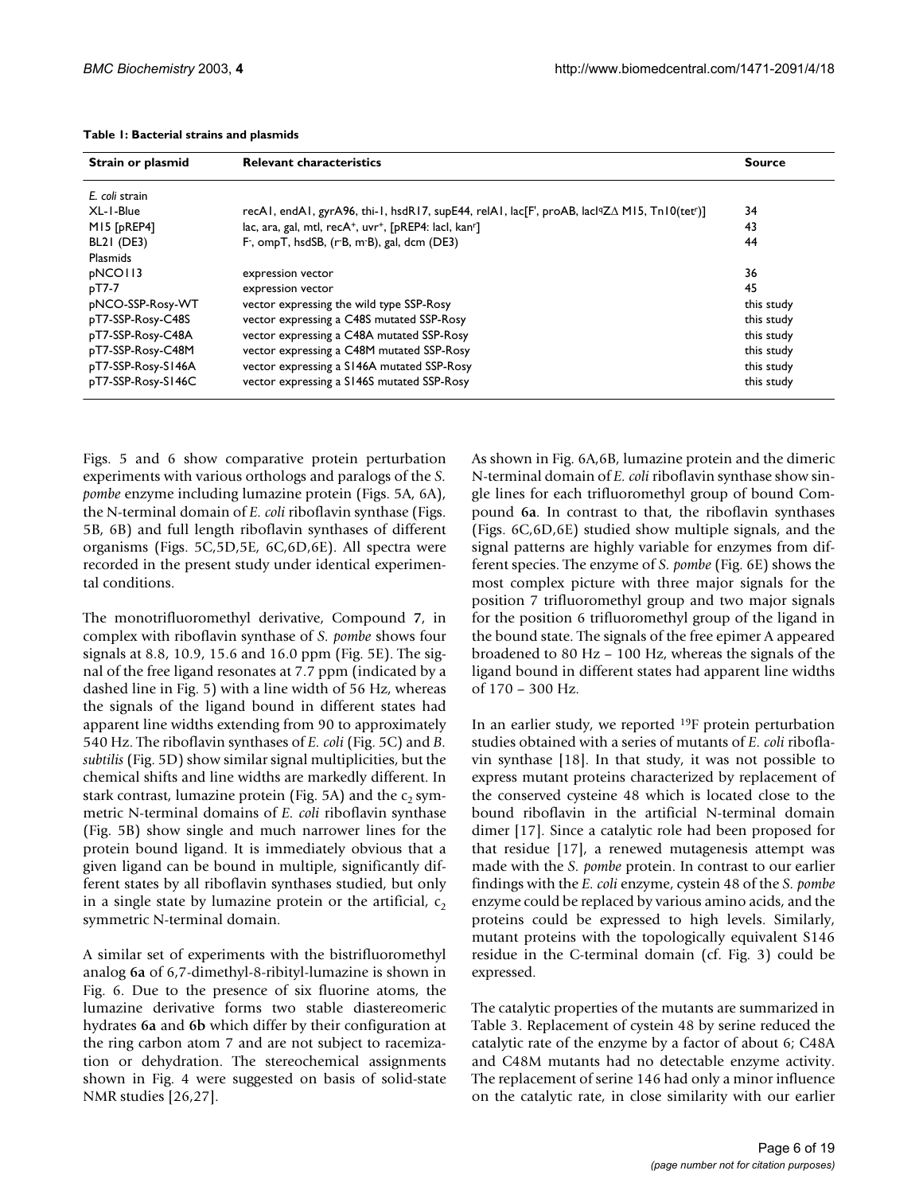**Table 1: Bacterial strains and plasmids**

| Strain or plasmid | Relevant characteristics | Source |
|---|---|---|
| *E. coli* strain | | |
| XL-1-Blue | recA1, endA1, gyrA96, thi-1, hsdR17, supE44, relA1, lac[F', proAB, lacI$^q$Z$\Delta$ M15, Tn10(tet$^r$)] | 34 |
| M15 [pREP4] | lac, ara, gal, mtl, recA$^+$, uvr$^+$, [pREP4: lacI, kan$^r$] | 43 |
| BL21 (DE3) | F$^-$, ompT, hsdSB, (r$^-$B, m$^-$B), gal, dcm (DE3) | 44 |
| Plasmids | | |
| pNCO113 | expression vector | 36 |
| pT7-7 | expression vector | 45 |
| pNCO-SSP-Rosy-WT | vector expressing the wild type SSP-Rosy | this study |
| pT7-SSP-Rosy-C48S | vector expressing a C48S mutated SSP-Rosy | this study |
| pT7-SSP-Rosy-C48A | vector expressing a C48A mutated SSP-Rosy | this study |
| pT7-SSP-Rosy-C48M | vector expressing a C48M mutated SSP-Rosy | this study |
| pT7-SSP-Rosy-S146A | vector expressing a S146A mutated SSP-Rosy | this study |
| pT7-SSP-Rosy-S146C | vector expressing a S146S mutated SSP-Rosy | this study |

Figs. 5 and 6 show comparative protein perturbation experiments with various orthologs and paralogs of the *S. pombe* enzyme including lumazine protein (Figs. 5A, 6A), the N-terminal domain of *E. coli* riboflavin synthase (Figs. 5B, 6B) and full length riboflavin synthases of different organisms (Figs. 5C,5D,5E, 6C,6D,6E). All spectra were recorded in the present study under identical experimental conditions.

The monotrifluoromethyl derivative, Compound **7**, in complex with riboflavin synthase of *S. pombe* shows four signals at 8.8, 10.9, 15.6 and 16.0 ppm (Fig. 5E). The signal of the free ligand resonates at 7.7 ppm (indicated by a dashed line in Fig. 5) with a line width of 56 Hz, whereas the signals of the ligand bound in different states had apparent line widths extending from 90 to approximately 540 Hz. The riboflavin synthases of *E. coli* (Fig. 5C) and *B. subtilis* (Fig. 5D) show similar signal multiplicities, but the chemical shifts and line widths are markedly different. In stark contrast, lumazine protein (Fig. 5A) and the $c_2$ symmetric N-terminal domains of *E. coli* riboflavin synthase (Fig. 5B) show single and much narrower lines for the protein bound ligand. It is immediately obvious that a given ligand can be bound in multiple, significantly different states by all riboflavin synthases studied, but only in a single state by lumazine protein or the artificial, $c_2$ symmetric N-terminal domain.

A similar set of experiments with the bistrifluoromethyl analog **6a** of 6,7-dimethyl-8-ribityl-lumazine is shown in Fig. 6. Due to the presence of six fluorine atoms, the lumazine derivative forms two stable diastereomeric hydrates **6a** and **6b** which differ by their configuration at the ring carbon atom 7 and are not subject to racemization or dehydration. The stereochemical assignments shown in Fig. 4 were suggested on basis of solid-state NMR studies [26,27].

As shown in Fig. 6A,6B, lumazine protein and the dimeric N-terminal domain of *E. coli* riboflavin synthase show single lines for each trifluoromethyl group of bound Compound **6a**. In contrast to that, the riboflavin synthases (Figs. 6C,6D,6E) studied show multiple signals, and the signal patterns are highly variable for enzymes from different species. The enzyme of *S. pombe* (Fig. 6E) shows the most complex picture with three major signals for the position 7 trifluoromethyl group and two major signals for the position 6 trifluoromethyl group of the ligand in the bound state. The signals of the free epimer A appeared broadened to 80 Hz – 100 Hz, whereas the signals of the ligand bound in different states had apparent line widths of 170 – 300 Hz.

In an earlier study, we reported $^{19}$F protein perturbation studies obtained with a series of mutants of *E. coli* riboflavin synthase [18]. In that study, it was not possible to express mutant proteins characterized by replacement of the conserved cysteine 48 which is located close to the bound riboflavin in the artificial N-terminal domain dimer [17]. Since a catalytic role had been proposed for that residue [17], a renewed mutagenesis attempt was made with the *S. pombe* protein. In contrast to our earlier findings with the *E. coli* enzyme, cystein 48 of the *S. pombe* enzyme could be replaced by various amino acids, and the proteins could be expressed to high levels. Similarly, mutant proteins with the topologically equivalent S146 residue in the C-terminal domain (cf. Fig. 3) could be expressed.

The catalytic properties of the mutants are summarized in Table 3. Replacement of cystein 48 by serine reduced the catalytic rate of the enzyme by a factor of about 6; C48A and C48M mutants had no detectable enzyme activity. The replacement of serine 146 had only a minor influence on the catalytic rate, in close similarity with our earlier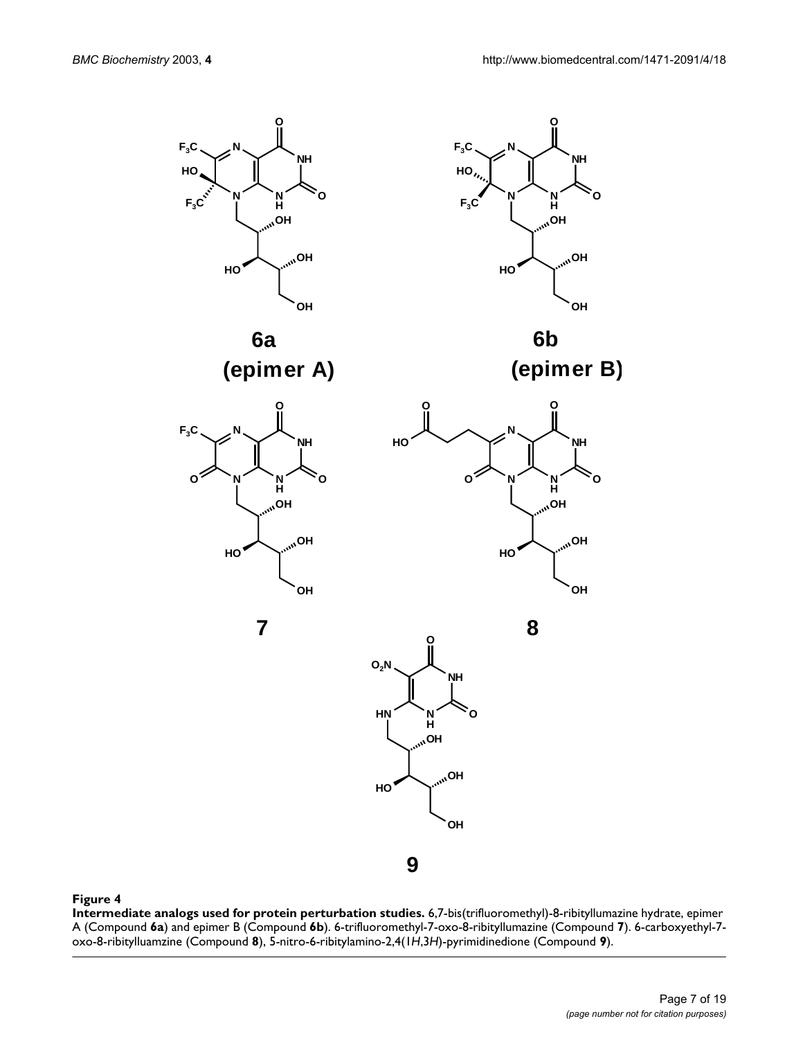**Figure 4**

**Intermediate analogs used for protein perturbation studies.** 6,7-bis(trifluoromethyl)-8-ribityllumazine hydrate, epimer A (Compound **6a**) and epimer B (Compound **6b**). 6-trifluoromethyl-7-oxo-8-ribityllumazine (Compound **7**). 6-carboxyethyl-7-oxo-8-ribitylluamzine (Compound **8**), 5-nitro-6-ribitylamino-2,4(1*H*,3*H*)-pyrimidinedione (Compound **9**).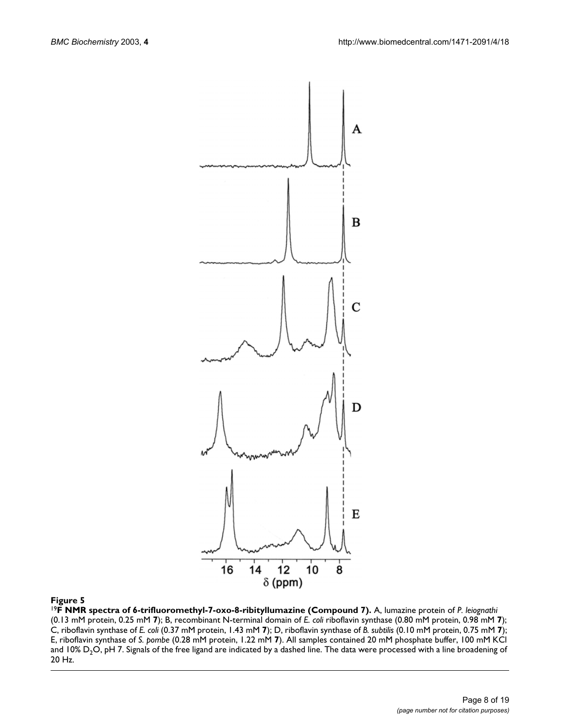**Figure 5**

**$^{19}$F NMR spectra of 6-trifluoromethyl-7-oxo-8-ribityllumazine (Compound 7).** A, lumazine protein of *P. leiognathi* (0.13 mM protein, 0.25 mM **7**); B, recombinant N-terminal domain of *E. coli* riboflavin synthase (0.80 mM protein, 0.98 mM **7**); C, riboflavin synthase of *E. coli* (0.37 mM protein, 1.43 mM **7**); D, riboflavin synthase of *B. subtilis* (0.10 mM protein, 0.75 mM **7**); E, riboflavin synthase of *S. pombe* (0.28 mM protein, 1.22 mM **7**). All samples contained 20 mM phosphate buffer, 100 mM KCl and 10% $D_2O$, pH 7. Signals of the free ligand are indicated by a dashed line. The data were processed with a line broadening of 20 Hz.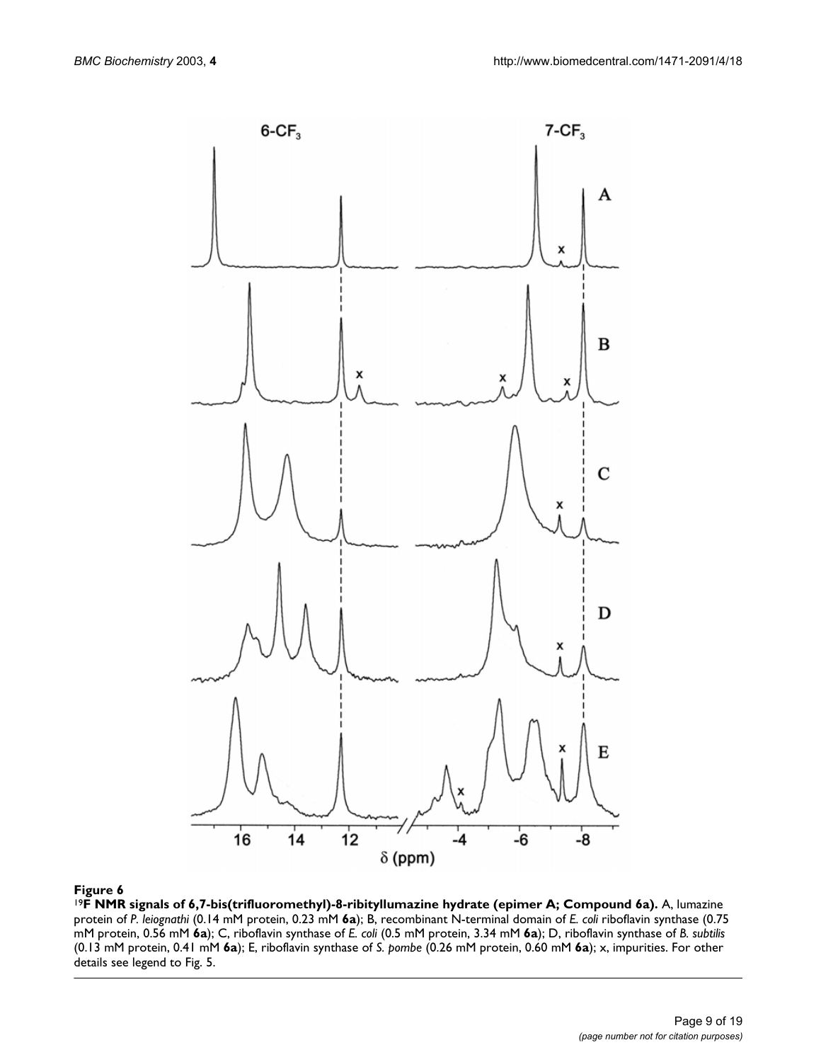**Figure 6**

**$^{19}$F NMR signals of 6,7-bis(trifluoromethyl)-8-ribityllumazine hydrate (epimer A; Compound 6a).** A, lumazine protein of *P. leiognathi* (0.14 mM protein, 0.23 mM **6a**); B, recombinant N-terminal domain of *E. coli* riboflavin synthase (0.75 mM protein, 0.56 mM **6a**); C, riboflavin synthase of *E. coli* (0.5 mM protein, 3.34 mM **6a**); D, riboflavin synthase of *B. subtilis* (0.13 mM protein, 0.41 mM **6a**); E, riboflavin synthase of *S. pombe* (0.26 mM protein, 0.60 mM **6a**); x, impurities. For other details see legend to Fig. 5.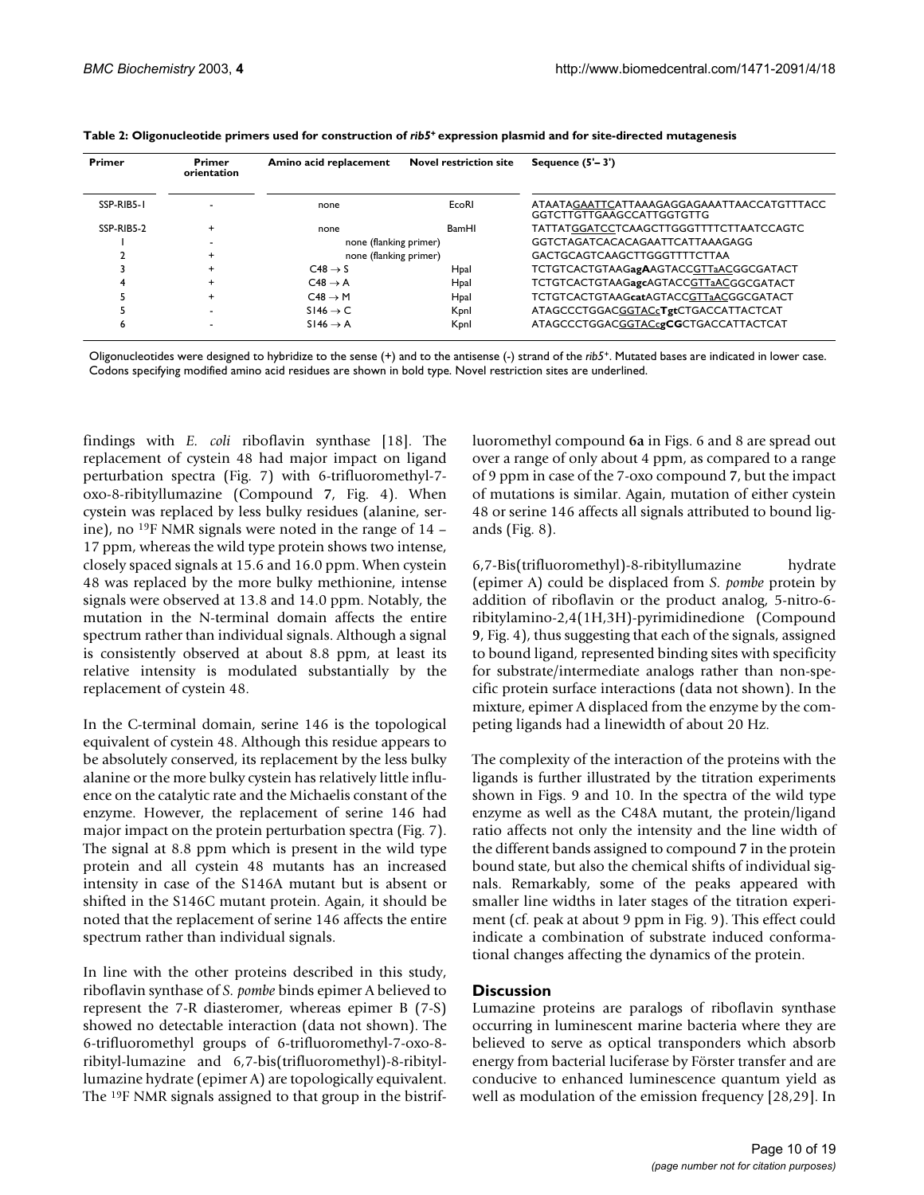**Table 2: Oligonucleotide primers used for construction of *rib5*⁺ expression plasmid and for site-directed mutagenesis**

| Primer | Primer orientation | Amino acid replacement | Novel restriction site | Sequence (5'– 3') |
|---|---|---|---|---|
| SSP-RIB5-1 | - | none | EcoRI | ATAATA<u>GAATTC</u>ATTAAAGAGGAGAAATTAACCATGTTTACC GGTCTTGTTGAAGCCATTGGTGTTG |
| SSP-RIB5-2 | + | none | BamHI | TATTAT<u>GGATCC</u>TCAAGCTTGGGTTTTCTTAATCCAGTC |
| 1 | - | none (flanking primer) | | GGTCTAGATCACACAGAATTCATTAAAGAGG |
| 2 | + | none (flanking primer) | | GACTGCAGTCAAGCTTGGGTTTTCTTAA |
| 3 | + | C48 → S | HpaI | TCTGTCACTGTAAG**agA**AGTACC<u>GTTaAC</u>GGCGATACT |
| 4 | + | C48 → A | HpaI | TCTGTCACTGTAAG**agc**AGTACC<u>GTTaAC</u>GGCGATACT |
| 5 | + | C48 → M | HpaI | TCTGTCACTGTAAG**cat**AGTACC<u>GTTaAC</u>GGCGATACT |
| 5 | - | S146 → C | KpnI | ATAGCCCTGGAC<u>GGTACc</u>**Tgt**CTGACCATTACTCAT |
| 6 | - | S146 → A | KpnI | ATAGCCCTGGAC<u>GGTACc</u>**gCG**CTGACCATTACTCAT |

Oligonucleotides were designed to hybridize to the sense (+) and to the antisense (-) strand of the *rib5*⁺. Mutated bases are indicated in lower case. Codons specifying modified amino acid residues are shown in bold type. Novel restriction sites are underlined.

findings with *E. coli* riboflavin synthase [18]. The replacement of cystein 48 had major impact on ligand perturbation spectra (Fig. 7) with 6-trifluoromethyl-7-oxo-8-ribityllumazine (Compound **7**, Fig. 4). When cystein was replaced by less bulky residues (alanine, serine), no $^{19}$F NMR signals were noted in the range of 14 – 17 ppm, whereas the wild type protein shows two intense, closely spaced signals at 15.6 and 16.0 ppm. When cystein 48 was replaced by the more bulky methionine, intense signals were observed at 13.8 and 14.0 ppm. Notably, the mutation in the N-terminal domain affects the entire spectrum rather than individual signals. Although a signal is consistently observed at about 8.8 ppm, at least its relative intensity is modulated substantially by the replacement of cystein 48.

In the C-terminal domain, serine 146 is the topological equivalent of cystein 48. Although this residue appears to be absolutely conserved, its replacement by the less bulky alanine or the more bulky cystein has relatively little influence on the catalytic rate and the Michaelis constant of the enzyme. However, the replacement of serine 146 had major impact on the protein perturbation spectra (Fig. 7). The signal at 8.8 ppm which is present in the wild type protein and all cystein 48 mutants has an increased intensity in case of the S146A mutant but is absent or shifted in the S146C mutant protein. Again, it should be noted that the replacement of serine 146 affects the entire spectrum rather than individual signals.

In line with the other proteins described in this study, riboflavin synthase of *S. pombe* binds epimer A believed to represent the 7-R diasteromer, whereas epimer B (7-S) showed no detectable interaction (data not shown). The 6-trifluoromethyl groups of 6-trifluoromethyl-7-oxo-8-ribityl-lumazine and 6,7-bis(trifluoromethyl)-8-ribityllumazine hydrate (epimer A) are topologically equivalent. The $^{19}$F NMR signals assigned to that group in the bistrifluoromethyl compound **6a** in Figs. 6 and 8 are spread out over a range of only about 4 ppm, as compared to a range of 9 ppm in case of the 7-oxo compound **7**, but the impact of mutations is similar. Again, mutation of either cystein 48 or serine 146 affects all signals attributed to bound ligands (Fig. 8).

6,7-Bis(trifluoromethyl)-8-ribityllumazine hydrate (epimer A) could be displaced from *S. pombe* protein by addition of riboflavin or the product analog, 5-nitro-6-ribitylamino-2,4(1H,3H)-pyrimidinedione (Compound **9**, Fig. 4), thus suggesting that each of the signals, assigned to bound ligand, represented binding sites with specificity for substrate/intermediate analogs rather than non-specific protein surface interactions (data not shown). In the mixture, epimer A displaced from the enzyme by the competing ligands had a linewidth of about 20 Hz.

The complexity of the interaction of the proteins with the ligands is further illustrated by the titration experiments shown in Figs. 9 and 10. In the spectra of the wild type enzyme as well as the C48A mutant, the protein/ligand ratio affects not only the intensity and the line width of the different bands assigned to compound **7** in the protein bound state, but also the chemical shifts of individual signals. Remarkably, some of the peaks appeared with smaller line widths in later stages of the titration experiment (cf. peak at about 9 ppm in Fig. 9). This effect could indicate a combination of substrate induced conformational changes affecting the dynamics of the protein.

## Discussion

Lumazine proteins are paralogs of riboflavin synthase occurring in luminescent marine bacteria where they are believed to serve as optical transponders which absorb energy from bacterial luciferase by Förster transfer and are conducive to enhanced luminescence quantum yield as well as modulation of the emission frequency [28,29]. In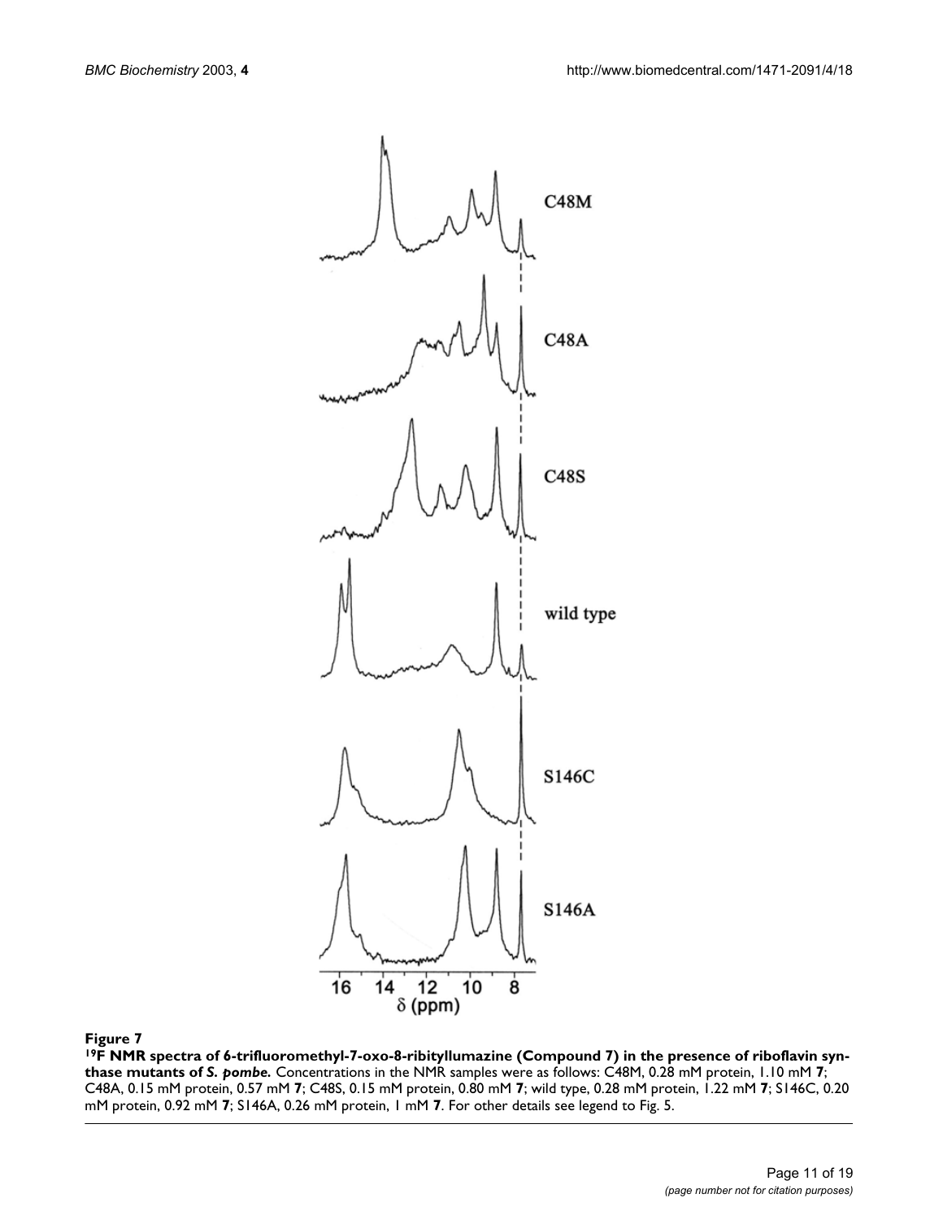**Figure 7**

**$^{19}$F NMR spectra of 6-trifluoromethyl-7-oxo-8-ribityllumazine (Compound 7) in the presence of riboflavin synthase mutants of *S. pombe*.** Concentrations in the NMR samples were as follows: C48M, 0.28 mM protein, 1.10 mM **7**; C48A, 0.15 mM protein, 0.57 mM **7**; C48S, 0.15 mM protein, 0.80 mM **7**; wild type, 0.28 mM protein, 1.22 mM **7**; S146C, 0.20 mM protein, 0.92 mM **7**; S146A, 0.26 mM protein, 1 mM **7**. For other details see legend to Fig. 5.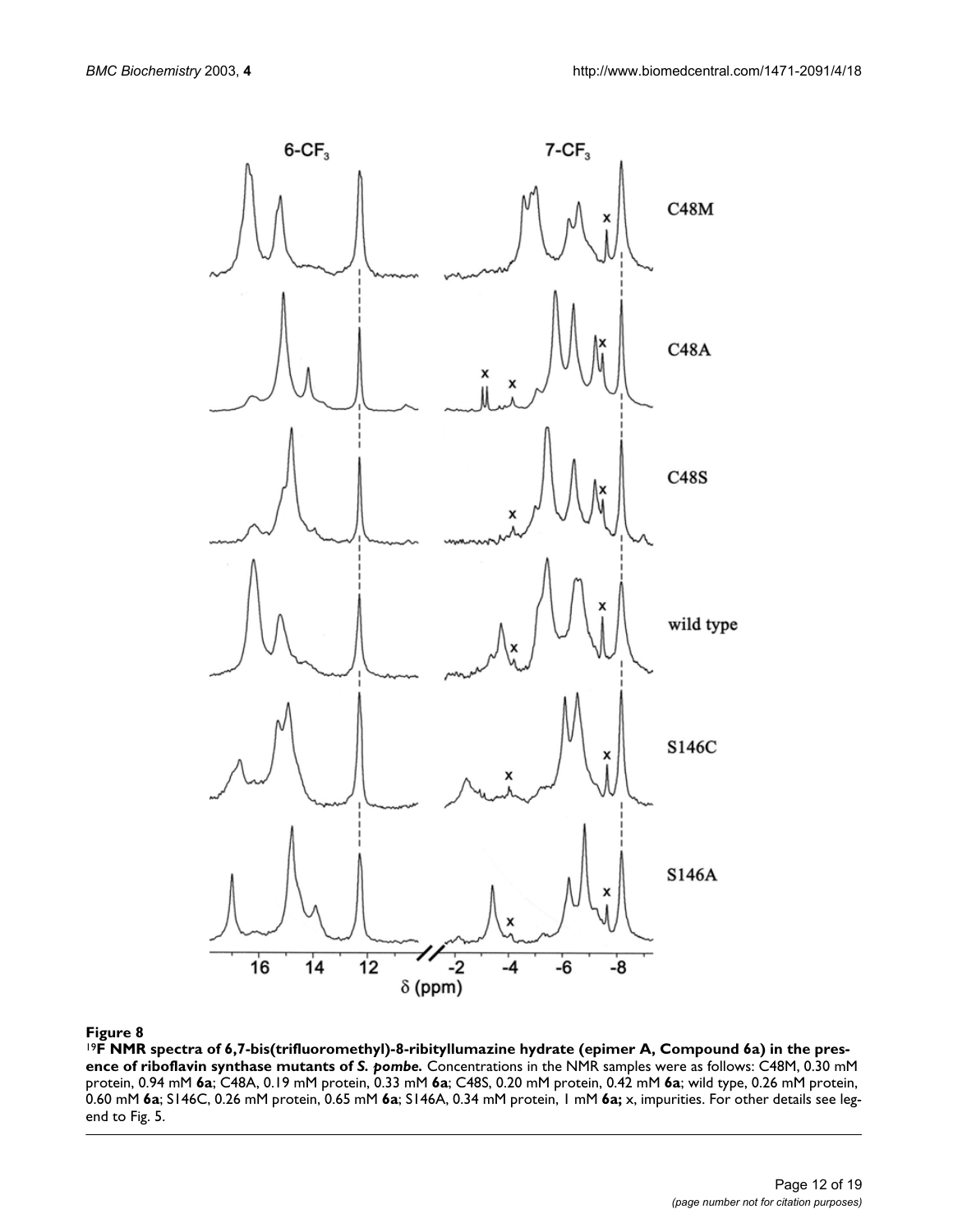**Figure 8**

**$^{19}$F NMR spectra of 6,7-bis(trifluoromethyl)-8-ribityllumazine hydrate (epimer A, Compound 6a) in the presence of riboflavin synthase mutants of *S. pombe*.** Concentrations in the NMR samples were as follows: C48M, 0.30 mM protein, 0.94 mM **6a**; C48A, 0.19 mM protein, 0.33 mM **6a**; C48S, 0.20 mM protein, 0.42 mM **6a**; wild type, 0.26 mM protein, 0.60 mM **6a**; S146C, 0.26 mM protein, 0.65 mM **6a**; S146A, 0.34 mM protein, 1 mM **6a;** x, impurities. For other details see legend to Fig. 5.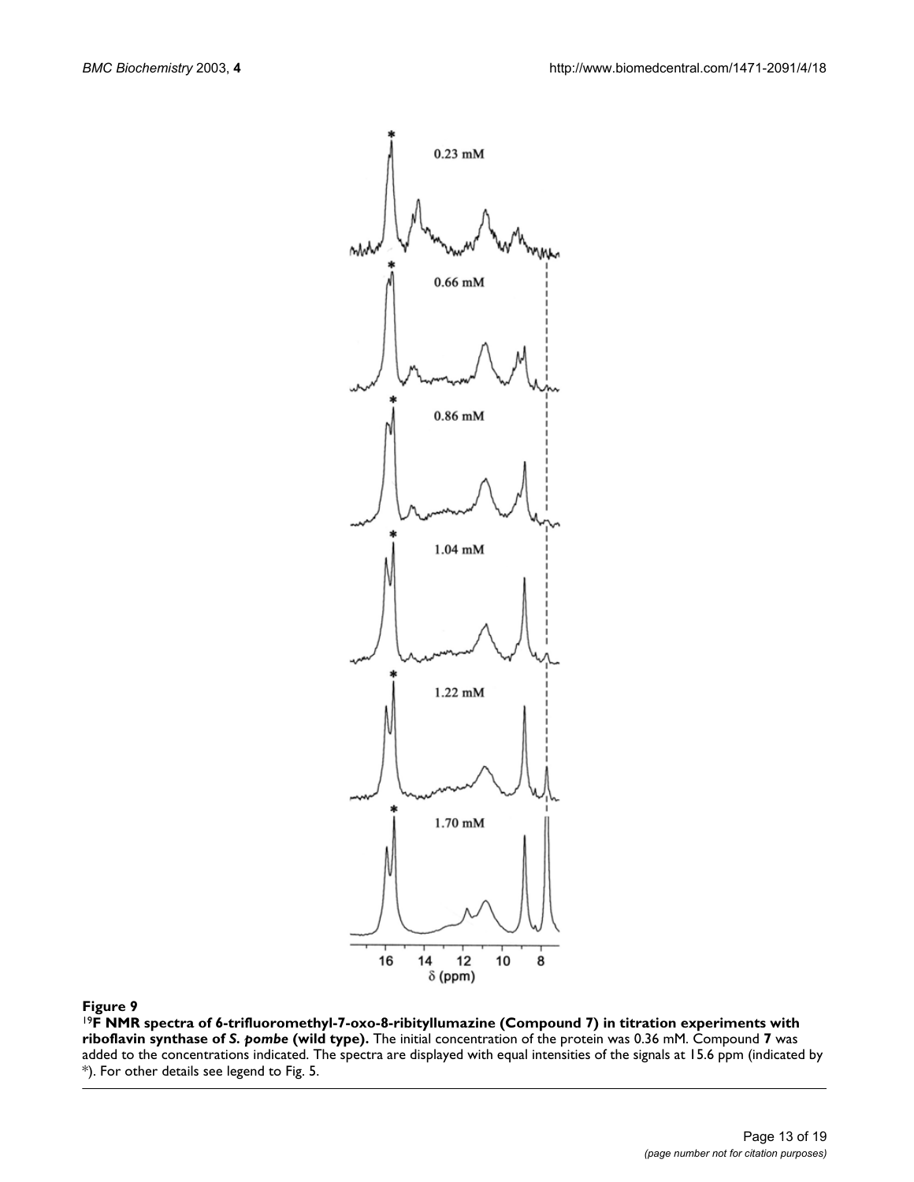**Figure 9**

**$^{19}$F NMR spectra of 6-trifluoromethyl-7-oxo-8-ribityllumazine (Compound 7) in titration experiments with riboflavin synthase of *S. pombe* (wild type).** The initial concentration of the protein was 0.36 mM. Compound **7** was added to the concentrations indicated. The spectra are displayed with equal intensities of the signals at 15.6 ppm (indicated by *). For other details see legend to Fig. 5.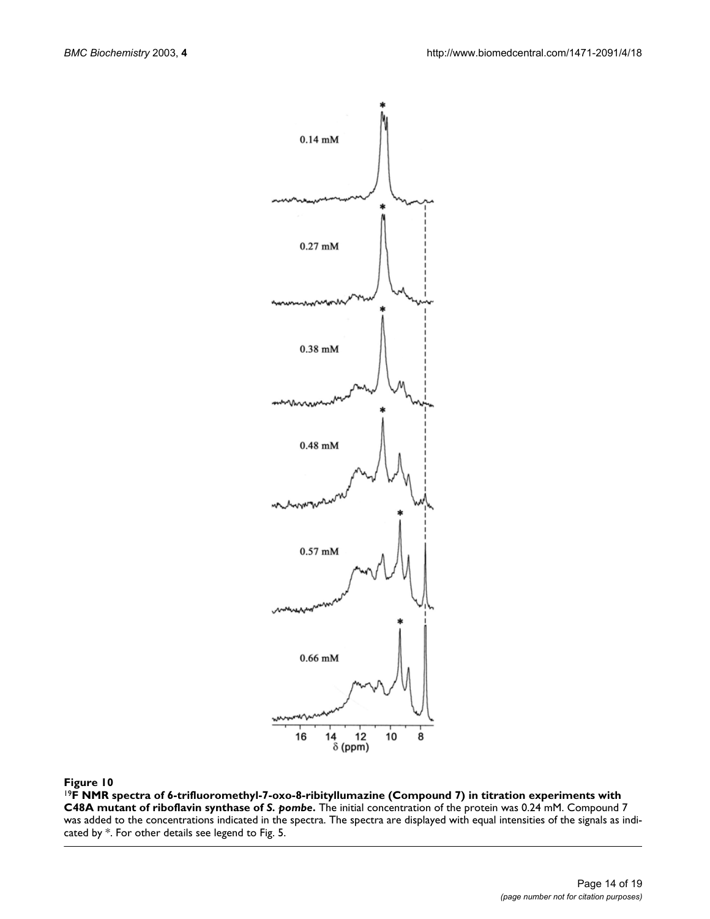**Figure 10**

**$^{19}$F NMR spectra of 6-trifluoromethyl-7-oxo-8-ribityllumazine (Compound 7) in titration experiments with C48A mutant of riboflavin synthase of *S. pombe*.** The initial concentration of the protein was 0.24 mM. Compound 7 was added to the concentrations indicated in the spectra. The spectra are displayed with equal intensities of the signals as indicated by *. For other details see legend to Fig. 5.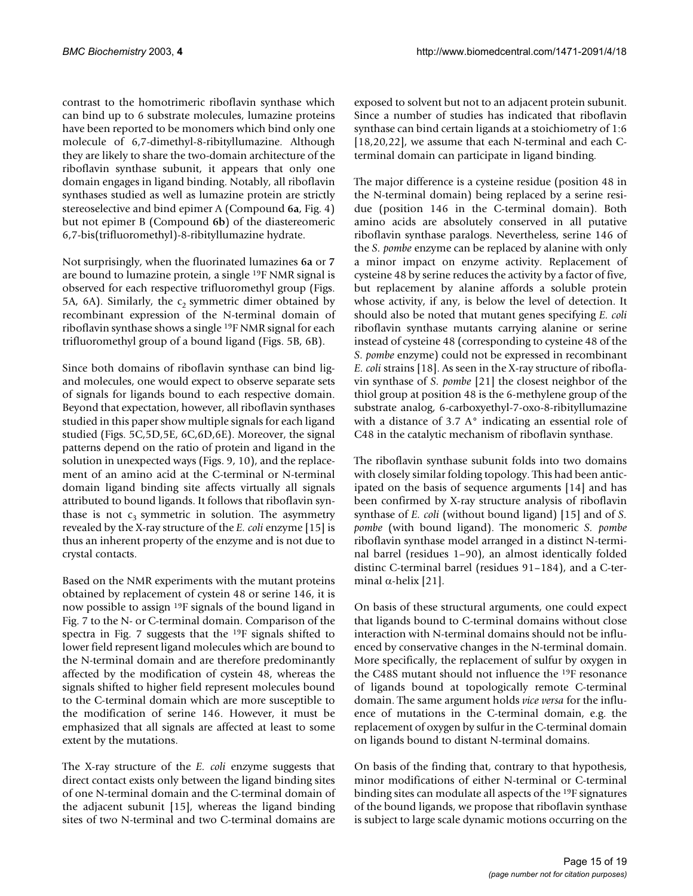contrast to the homotrimeric riboflavin synthase which can bind up to 6 substrate molecules, lumazine proteins have been reported to be monomers which bind only one molecule of 6,7-dimethyl-8-ribityllumazine. Although they are likely to share the two-domain architecture of the riboflavin synthase subunit, it appears that only one domain engages in ligand binding. Notably, all riboflavin synthases studied as well as lumazine protein are strictly stereoselective and bind epimer A (Compound **6a**, Fig. 4) but not epimer B (Compound **6b**) of the diastereomeric 6,7-bis(trifluoromethyl)-8-ribityllumazine hydrate.

Not surprisingly, when the fluorinated lumazines **6a** or **7** are bound to lumazine protein, a single $^{19}$F NMR signal is observed for each respective trifluoromethyl group (Figs. 5A, 6A). Similarly, the $c_2$ symmetric dimer obtained by recombinant expression of the N-terminal domain of riboflavin synthase shows a single $^{19}$F NMR signal for each trifluoromethyl group of a bound ligand (Figs. 5B, 6B).

Since both domains of riboflavin synthase can bind ligand molecules, one would expect to observe separate sets of signals for ligands bound to each respective domain. Beyond that expectation, however, all riboflavin synthases studied in this paper show multiple signals for each ligand studied (Figs. 5C,5D,5E, 6C,6D,6E). Moreover, the signal patterns depend on the ratio of protein and ligand in the solution in unexpected ways (Figs. 9, 10), and the replacement of an amino acid at the C-terminal or N-terminal domain ligand binding site affects virtually all signals attributed to bound ligands. It follows that riboflavin synthase is not $c_3$ symmetric in solution. The asymmetry revealed by the X-ray structure of the *E. coli* enzyme [15] is thus an inherent property of the enzyme and is not due to crystal contacts.

Based on the NMR experiments with the mutant proteins obtained by replacement of cystein 48 or serine 146, it is now possible to assign $^{19}$F signals of the bound ligand in Fig. 7 to the N- or C-terminal domain. Comparison of the spectra in Fig. 7 suggests that the $^{19}$F signals shifted to lower field represent ligand molecules which are bound to the N-terminal domain and are therefore predominantly affected by the modification of cystein 48, whereas the signals shifted to higher field represent molecules bound to the C-terminal domain which are more susceptible to the modification of serine 146. However, it must be emphasized that all signals are affected at least to some extent by the mutations.

The X-ray structure of the *E. coli* enzyme suggests that direct contact exists only between the ligand binding sites of one N-terminal domain and the C-terminal domain of the adjacent subunit [15], whereas the ligand binding sites of two N-terminal and two C-terminal domains are exposed to solvent but not to an adjacent protein subunit. Since a number of studies has indicated that riboflavin synthase can bind certain ligands at a stoichiometry of 1:6 [18,20,22], we assume that each N-terminal and each C-terminal domain can participate in ligand binding.

The major difference is a cysteine residue (position 48 in the N-terminal domain) being replaced by a serine residue (position 146 in the C-terminal domain). Both amino acids are absolutely conserved in all putative riboflavin synthase paralogs. Nevertheless, serine 146 of the *S. pombe* enzyme can be replaced by alanine with only a minor impact on enzyme activity. Replacement of cysteine 48 by serine reduces the activity by a factor of five, but replacement by alanine affords a soluble protein whose activity, if any, is below the level of detection. It should also be noted that mutant genes specifying *E. coli* riboflavin synthase mutants carrying alanine or serine instead of cysteine 48 (corresponding to cysteine 48 of the *S. pombe* enzyme) could not be expressed in recombinant *E. coli* strains [18]. As seen in the X-ray structure of riboflavin synthase of *S. pombe* [21] the closest neighbor of the thiol group at position 48 is the 6-methylene group of the substrate analog, 6-carboxyethyl-7-oxo-8-ribityllumazine with a distance of 3.7 A° indicating an essential role of C48 in the catalytic mechanism of riboflavin synthase.

The riboflavin synthase subunit folds into two domains with closely similar folding topology. This had been anticipated on the basis of sequence arguments [14] and has been confirmed by X-ray structure analysis of riboflavin synthase of *E. coli* (without bound ligand) [15] and of *S. pombe* (with bound ligand). The monomeric *S. pombe* riboflavin synthase model arranged in a distinct N-terminal barrel (residues 1–90), an almost identically folded distinc C-terminal barrel (residues 91–184), and a C-terminal α-helix [21].

On basis of these structural arguments, one could expect that ligands bound to C-terminal domains without close interaction with N-terminal domains should not be influenced by conservative changes in the N-terminal domain. More specifically, the replacement of sulfur by oxygen in the C48S mutant should not influence the $^{19}$F resonance of ligands bound at topologically remote C-terminal domain. The same argument holds *vice versa* for the influence of mutations in the C-terminal domain, e.g. the replacement of oxygen by sulfur in the C-terminal domain on ligands bound to distant N-terminal domains.

On basis of the finding that, contrary to that hypothesis, minor modifications of either N-terminal or C-terminal binding sites can modulate all aspects of the $^{19}$F signatures of the bound ligands, we propose that riboflavin synthase is subject to large scale dynamic motions occurring on the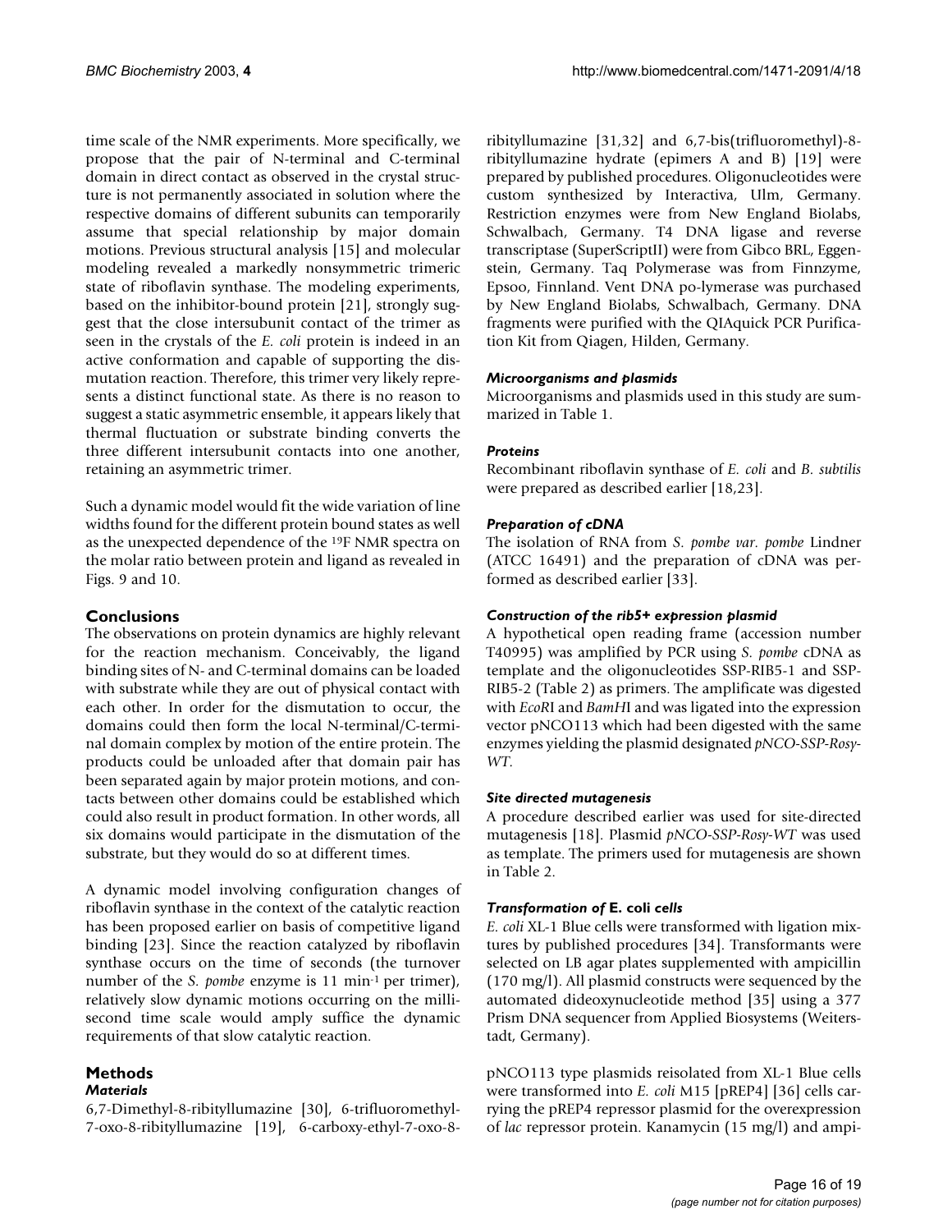time scale of the NMR experiments. More specifically, we propose that the pair of N-terminal and C-terminal domain in direct contact as observed in the crystal structure is not permanently associated in solution where the respective domains of different subunits can temporarily assume that special relationship by major domain motions. Previous structural analysis [15] and molecular modeling revealed a markedly nonsymmetric trimeric state of riboflavin synthase. The modeling experiments, based on the inhibitor-bound protein [21], strongly suggest that the close intersubunit contact of the trimer as seen in the crystals of the *E. coli* protein is indeed in an active conformation and capable of supporting the dismutation reaction. Therefore, this trimer very likely represents a distinct functional state. As there is no reason to suggest a static asymmetric ensemble, it appears likely that thermal fluctuation or substrate binding converts the three different intersubunit contacts into one another, retaining an asymmetric trimer.

Such a dynamic model would fit the wide variation of line widths found for the different protein bound states as well as the unexpected dependence of the $^{19}$F NMR spectra on the molar ratio between protein and ligand as revealed in Figs. 9 and 10.

## Conclusions

The observations on protein dynamics are highly relevant for the reaction mechanism. Conceivably, the ligand binding sites of N- and C-terminal domains can be loaded with substrate while they are out of physical contact with each other. In order for the dismutation to occur, the domains could then form the local N-terminal/C-terminal domain complex by motion of the entire protein. The products could be unloaded after that domain pair has been separated again by major protein motions, and contacts between other domains could be established which could also result in product formation. In other words, all six domains would participate in the dismutation of the substrate, but they would do so at different times.

A dynamic model involving configuration changes of riboflavin synthase in the context of the catalytic reaction has been proposed earlier on basis of competitive ligand binding [23]. Since the reaction catalyzed by riboflavin synthase occurs on the time of seconds (the turnover number of the *S. pombe* enzyme is 11 min$^{-1}$ per trimer), relatively slow dynamic motions occurring on the millisecond time scale would amply suffice the dynamic requirements of that slow catalytic reaction.

## Methods

### *Materials*

6,7-Dimethyl-8-ribityllumazine [30], 6-trifluoromethyl-7-oxo-8-ribityllumazine [19], 6-carboxy-ethyl-7-oxo-8-ribityllumazine [31,32] and 6,7-bis(trifluoromethyl)-8-ribityllumazine hydrate (epimers A and B) [19] were prepared by published procedures. Oligonucleotides were custom synthesized by Interactiva, Ulm, Germany. Restriction enzymes were from New England Biolabs, Schwalbach, Germany. T4 DNA ligase and reverse transcriptase (SuperScriptII) were from Gibco BRL, Eggenstein, Germany. Taq Polymerase was from Finnzyme, Epsoo, Finnland. Vent DNA po-lymerase was purchased by New England Biolabs, Schwalbach, Germany. DNA fragments were purified with the QIAquick PCR Purification Kit from Qiagen, Hilden, Germany.

### *Microorganisms and plasmids*

Microorganisms and plasmids used in this study are summarized in Table 1.

### *Proteins*

Recombinant riboflavin synthase of *E. coli* and *B. subtilis* were prepared as described earlier [18,23].

### *Preparation of cDNA*

The isolation of RNA from *S. pombe var. pombe* Lindner (ATCC 16491) and the preparation of cDNA was performed as described earlier [33].

### *Construction of the rib5+ expression plasmid*

A hypothetical open reading frame (accession number T40995) was amplified by PCR using *S. pombe* cDNA as template and the oligonucleotides SSP-RIB5-1 and SSP-RIB5-2 (Table 2) as primers. The amplificate was digested with *EcoR*I and *BamH*I and was ligated into the expression vector pNCO113 which had been digested with the same enzymes yielding the plasmid designated *pNCO-SSP-Rosy-WT*.

### *Site directed mutagenesis*

A procedure described earlier was used for site-directed mutagenesis [18]. Plasmid *pNCO-SSP-Rosy-WT* was used as template. The primers used for mutagenesis are shown in Table 2.

### *Transformation of* E. coli *cells*

*E. coli* XL-1 Blue cells were transformed with ligation mixtures by published procedures [34]. Transformants were selected on LB agar plates supplemented with ampicillin (170 mg/l). All plasmid constructs were sequenced by the automated dideoxynucleotide method [35] using a 377 Prism DNA sequencer from Applied Biosystems (Weiterstadt, Germany).

pNCO113 type plasmids reisolated from XL-1 Blue cells were transformed into *E. coli* M15 [pREP4] [36] cells carrying the pREP4 repressor plasmid for the overexpression of *lac* repressor protein. Kanamycin (15 mg/l) and ampi-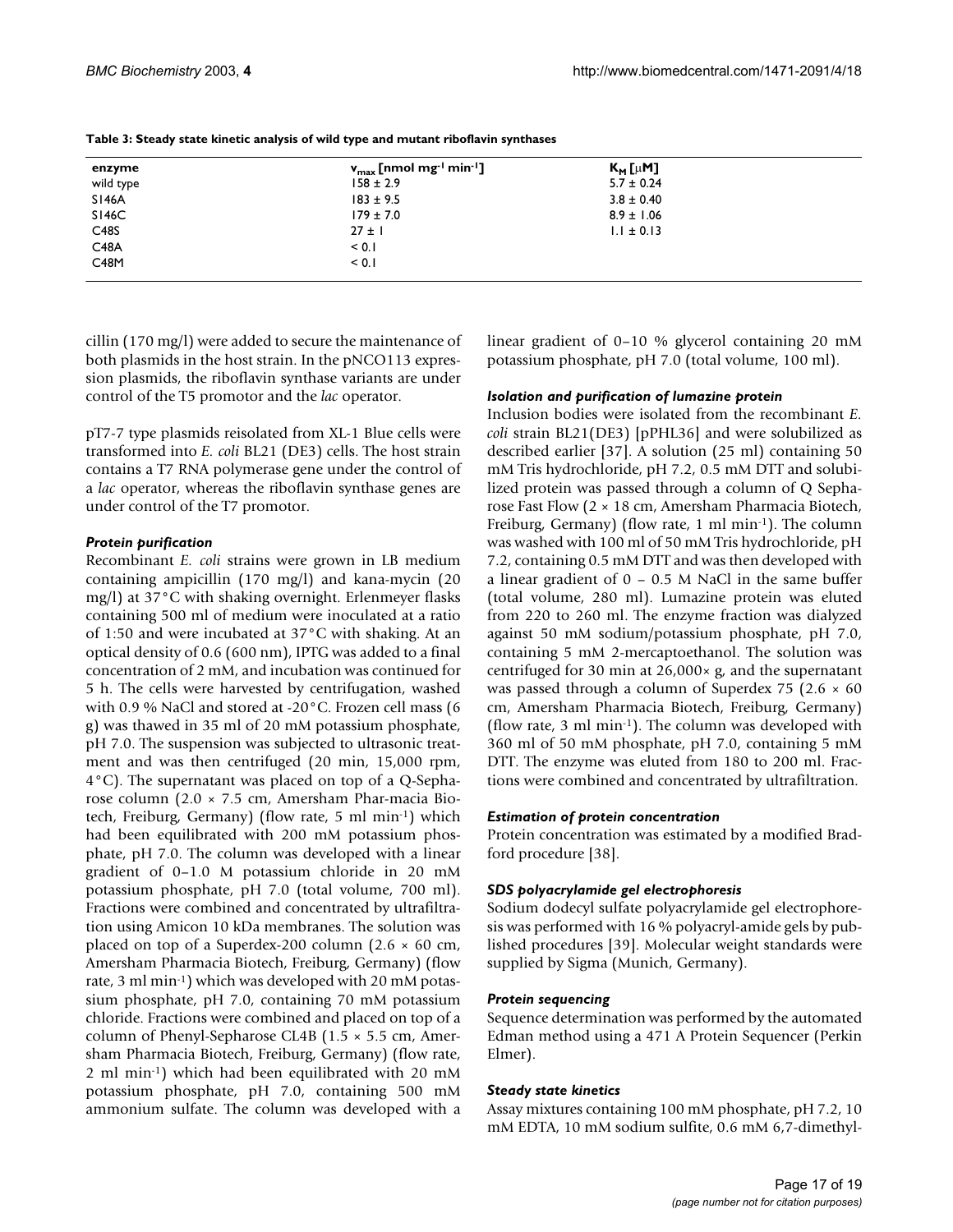**Table 3: Steady state kinetic analysis of wild type and mutant riboflavin synthases**

| enzyme | $v_{max}$ [nmol mg$^{-1}$ min$^{-1}$] | $K_M$ [$\mu$M] |
| --- | --- | --- |
| wild type | 158 ± 2.9 | 5.7 ± 0.24 |
| S146A | 183 ± 9.5 | 3.8 ± 0.40 |
| S146C | 179 ± 7.0 | 8.9 ± 1.06 |
| C48S | 27 ± 1 | 1.1 ± 0.13 |
| C48A | < 0.1 | |
| C48M | < 0.1 | |

cillin (170 mg/l) were added to secure the maintenance of both plasmids in the host strain. In the pNCO113 expression plasmids, the riboflavin synthase variants are under control of the T5 promotor and the *lac* operator.

pT7-7 type plasmids reisolated from XL-1 Blue cells were transformed into *E. coli* BL21 (DE3) cells. The host strain contains a T7 RNA polymerase gene under the control of a *lac* operator, whereas the riboflavin synthase genes are under control of the T7 promotor.

### *Protein purification*

Recombinant *E. coli* strains were grown in LB medium containing ampicillin (170 mg/l) and kana-mycin (20 mg/l) at 37°C with shaking overnight. Erlenmeyer flasks containing 500 ml of medium were inoculated at a ratio of 1:50 and were incubated at 37°C with shaking. At an optical density of 0.6 (600 nm), IPTG was added to a final concentration of 2 mM, and incubation was continued for 5 h. The cells were harvested by centrifugation, washed with 0.9 % NaCl and stored at -20°C. Frozen cell mass (6 g) was thawed in 35 ml of 20 mM potassium phosphate, pH 7.0. The suspension was subjected to ultrasonic treatment and was then centrifuged (20 min, 15,000 rpm, 4°C). The supernatant was placed on top of a Q-Sepharose column (2.0 × 7.5 cm, Amersham Phar-macia Biotech, Freiburg, Germany) (flow rate, 5 ml min$^{-1}$) which had been equilibrated with 200 mM potassium phosphate, pH 7.0. The column was developed with a linear gradient of 0–1.0 M potassium chloride in 20 mM potassium phosphate, pH 7.0 (total volume, 700 ml). Fractions were combined and concentrated by ultrafiltration using Amicon 10 kDa membranes. The solution was placed on top of a Superdex-200 column (2.6 × 60 cm, Amersham Pharmacia Biotech, Freiburg, Germany) (flow rate, 3 ml min$^{-1}$) which was developed with 20 mM potassium phosphate, pH 7.0, containing 70 mM potassium chloride. Fractions were combined and placed on top of a column of Phenyl-Sepharose CL4B (1.5 × 5.5 cm, Amersham Pharmacia Biotech, Freiburg, Germany) (flow rate, 2 ml min$^{-1}$) which had been equilibrated with 20 mM potassium phosphate, pH 7.0, containing 500 mM ammonium sulfate. The column was developed with a linear gradient of 0–10 % glycerol containing 20 mM potassium phosphate, pH 7.0 (total volume, 100 ml).

### *Isolation and purification of lumazine protein*

Inclusion bodies were isolated from the recombinant *E. coli* strain BL21(DE3) [pPHL36] and were solubilized as described earlier [37]. A solution (25 ml) containing 50 mM Tris hydrochloride, pH 7.2, 0.5 mM DTT and solubilized protein was passed through a column of Q Sepharose Fast Flow (2 × 18 cm, Amersham Pharmacia Biotech, Freiburg, Germany) (flow rate, 1 ml min$^{-1}$). The column was washed with 100 ml of 50 mM Tris hydrochloride, pH 7.2, containing 0.5 mM DTT and was then developed with a linear gradient of 0 – 0.5 M NaCl in the same buffer (total volume, 280 ml). Lumazine protein was eluted from 220 to 260 ml. The enzyme fraction was dialyzed against 50 mM sodium/potassium phosphate, pH 7.0, containing 5 mM 2-mercaptoethanol. The solution was centrifuged for 30 min at 26,000× g, and the supernatant was passed through a column of Superdex 75 (2.6 × 60 cm, Amersham Pharmacia Biotech, Freiburg, Germany) (flow rate, 3 ml min$^{-1}$). The column was developed with 360 ml of 50 mM phosphate, pH 7.0, containing 5 mM DTT. The enzyme was eluted from 180 to 200 ml. Fractions were combined and concentrated by ultrafiltration.

### *Estimation of protein concentration*

Protein concentration was estimated by a modified Bradford procedure [38].

### *SDS polyacrylamide gel electrophoresis*

Sodium dodecyl sulfate polyacrylamide gel electrophoresis was performed with 16 % polyacryl-amide gels by published procedures [39]. Molecular weight standards were supplied by Sigma (Munich, Germany).

### *Protein sequencing*

Sequence determination was performed by the automated Edman method using a 471 A Protein Sequencer (Perkin Elmer).

### *Steady state kinetics*

Assay mixtures containing 100 mM phosphate, pH 7.2, 10 mM EDTA, 10 mM sodium sulfite, 0.6 mM 6,7-dimethyl-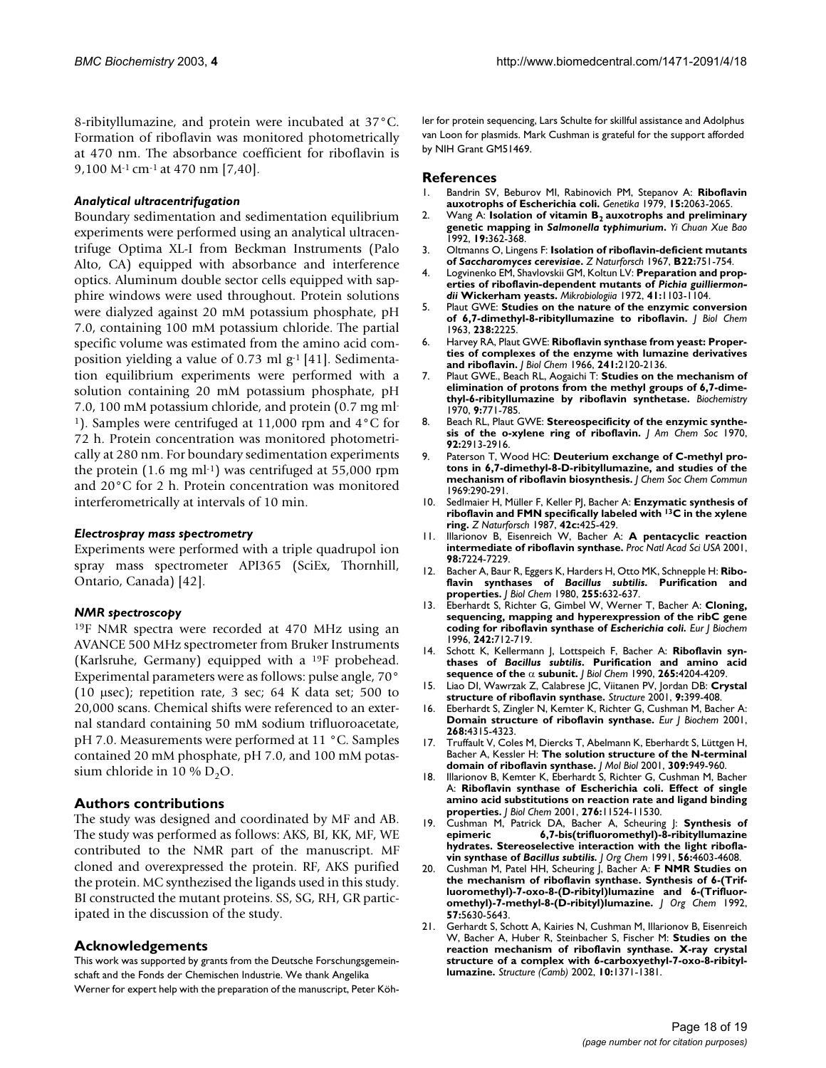8-ribityllumazine, and protein were incubated at 37°C. Formation of riboflavin was monitored photometrically at 470 nm. The absorbance coefficient for riboflavin is 9,100 $M^{-1}$ $cm^{-1}$ at 470 nm [7,40].

### *Analytical ultracentrifugation*

Boundary sedimentation and sedimentation equilibrium experiments were performed using an analytical ultracentrifuge Optima XL-I from Beckman Instruments (Palo Alto, CA) equipped with absorbance and interference optics. Aluminum double sector cells equipped with sapphire windows were used throughout. Protein solutions were dialyzed against 20 mM potassium phosphate, pH 7.0, containing 100 mM potassium chloride. The partial specific volume was estimated from the amino acid composition yielding a value of 0.73 ml $g^{-1}$ [41]. Sedimentation equilibrium experiments were performed with a solution containing 20 mM potassium phosphate, pH 7.0, 100 mM potassium chloride, and protein (0.7 mg $ml^{-1}$). Samples were centrifuged at 11,000 rpm and 4°C for 72 h. Protein concentration was monitored photometrically at 280 nm. For boundary sedimentation experiments the protein (1.6 mg $ml^{-1}$) was centrifuged at 55,000 rpm and 20°C for 2 h. Protein concentration was monitored interferometrically at intervals of 10 min.

### *Electrospray mass spectrometry*

Experiments were performed with a triple quadrupol ion spray mass spectrometer API365 (SciEx, Thornhill, Ontario, Canada) [42].

### *NMR spectroscopy*

$^{19}F$ NMR spectra were recorded at 470 MHz using an AVANCE 500 MHz spectrometer from Bruker Instruments (Karlsruhe, Germany) equipped with a $^{19}F$ probehead. Experimental parameters were as follows: pulse angle, 70° (10 μsec); repetition rate, 3 sec; 64 K data set; 500 to 20,000 scans. Chemical shifts were referenced to an external standard containing 50 mM sodium trifluoroacetate, pH 7.0. Measurements were performed at 11 °C. Samples contained 20 mM phosphate, pH 7.0, and 100 mM potassium chloride in 10 % $D_2O$.

## Authors contributions

The study was designed and coordinated by MF and AB. The study was performed as follows: AKS, BI, KK, MF, WE contributed to the NMR part of the manuscript. MF cloned and overexpressed the protein. RF, AKS purified the protein. MC synthezised the ligands used in this study. BI constructed the mutant proteins. SS, SG, RH, GR participated in the discussion of the study.

## Acknowledgements

This work was supported by grants from the Deutsche Forschungsgemeinschaft and the Fonds der Chemischen Industrie. We thank Angelika Werner for expert help with the preparation of the manuscript, Peter Köhler for protein sequencing, Lars Schulte for skillful assistance and Adolphus van Loon for plasmids. Mark Cushman is grateful for the support afforded by NIH Grant GM51469.

## References

1. Bandrin SV, Beburov MI, Rabinovich PM, Stepanov A: **Riboflavin auxotrophs of Escherichia coli.** *Genetika* 1979, **15:**2063-2065.
2. Wang A: **Isolation of vitamin $B_2$ auxotrophs and preliminary genetic mapping in *Salmonella typhimurium*.** *Yi Chuan Xue Bao* 1992, **19:**362-368.
3. Oltmanns O, Lingens F: **Isolation of riboflavin-deficient mutants of *Saccharomyces cerevisiae*.** *Z Naturforsch* 1967, **B22:**751-754.
4. Logvinenko EM, Shavlovskii GM, Koltun LV: **Preparation and properties of riboflavin-dependent mutants of *Pichia guilliermondii* Wickerham yeasts.** *Mikrobiologiia* 1972, **41:**1103-1104.
5. Plaut GWE: **Studies on the nature of the enzymic conversion of 6,7-dimethyl-8-ribityllumazine to riboflavin.** *J Biol Chem* 1963, **238:**2225.
6. Harvey RA, Plaut GWE: **Riboflavin synthase from yeast: Properties of complexes of the enzyme with lumazine derivatives and riboflavin.** *J Biol Chem* 1966, **241:**2120-2136.
7. Plaut GWE., Beach RL, Aogaichi T: **Studies on the mechanism of elimination of protons from the methyl groups of 6,7-dimethyl-6-ribityllumazine by riboflavin synthetase.** *Biochemistry* 1970, **9:**771-785.
8. Beach RL, Plaut GWE: **Stereospecificity of the enzymic synthesis of the o-xylene ring of riboflavin.** *J Am Chem Soc* 1970, **92:**2913-2916.
9. Paterson T, Wood HC: **Deuterium exchange of C-methyl protons in 6,7-dimethyl-8-D-ribityllumazine, and studies of the mechanism of riboflavin biosynthesis.** *J Chem Soc Chem Commun* 1969:290-291.
10. Sedlmaier H, Müller F, Keller PJ, Bacher A: **Enzymatic synthesis of riboflavin and FMN specifically labeled with $^{13}C$ in the xylene ring.** *Z Naturforsch* 1987, **42c:**425-429.
11. Illarionov B, Eisenreich W, Bacher A: **A pentacyclic reaction intermediate of riboflavin synthase.** *Proc Natl Acad Sci USA* 2001, **98:**7224-7229.
12. Bacher A, Baur R, Eggers K, Harders H, Otto MK, Schnepple H: **Riboflavin synthases of *Bacillus subtilis*. Purification and properties.** *J Biol Chem* 1980, **255:**632-637.
13. Eberhardt S, Richter G, Gimbel W, Werner T, Bacher A: **Cloning, sequencing, mapping and hyperexpression of the ribC gene coding for riboflavin synthase of *Escherichia coli*.** *Eur J Biochem* 1996, **242:**712-719.
14. Schott K, Kellermann J, Lottspeich F, Bacher A: **Riboflavin synthases of *Bacillus subtilis*. Purification and amino acid sequence of the α subunit.** *J Biol Chem* 1990, **265:**4204-4209.
15. Liao DI, Wawrzak Z, Calabrese JC, Viitanen PV, Jordan DB: **Crystal structure of riboflavin synthase.** *Structure* 2001, **9:**399-408.
16. Eberhardt S, Zingler N, Kemter K, Richter G, Cushman M, Bacher A: **Domain structure of riboflavin synthase.** *Eur J Biochem* 2001, **268:**4315-4323.
17. Truffault V, Coles M, Diercks T, Abelmann K, Eberhardt S, Lüttgen H, Bacher A, Kessler H: **The solution structure of the N-terminal domain of riboflavin synthase.** *J Mol Biol* 2001, **309:**949-960.
18. Illarionov B, Kemter K, Eberhardt S, Richter G, Cushman M, Bacher A: **Riboflavin synthase of Escherichia coli. Effect of single amino acid substitutions on reaction rate and ligand binding properties.** *J Biol Chem* 2001, **276:**11524-11530.
19. Cushman M, Patrick DA, Bacher A, Scheuring J: **Synthesis of epimeric 6,7-bis(trifluoromethyl)-8-ribityllumazine hydrates. Stereoselective interaction with the light riboflavin synthase of *Bacillus subtilis*.** *J Org Chem* 1991, **56:**4603-4608.
20. Cushman M, Patel HH, Scheuring J, Bacher A: **F NMR Studies on the mechanism of riboflavin synthase. Synthesis of 6-(Trifluoromethyl)-7-oxo-8-(D-ribityl)lumazine and 6-(Trifluoromethyl)-7-methyl-8-(D-ribityl)lumazine.** *J Org Chem* 1992, **57:**5630-5643.
21. Gerhardt S, Schott A, Kairies N, Cushman M, Illarionov B, Eisenreich W, Bacher A, Huber R, Steinbacher S, Fischer M: **Studies on the reaction mechanism of riboflavin synthase. X-ray crystal structure of a complex with 6-carboxyethyl-7-oxo-8-ribityllumazine.** *Structure (Camb)* 2002, **10:**1371-1381.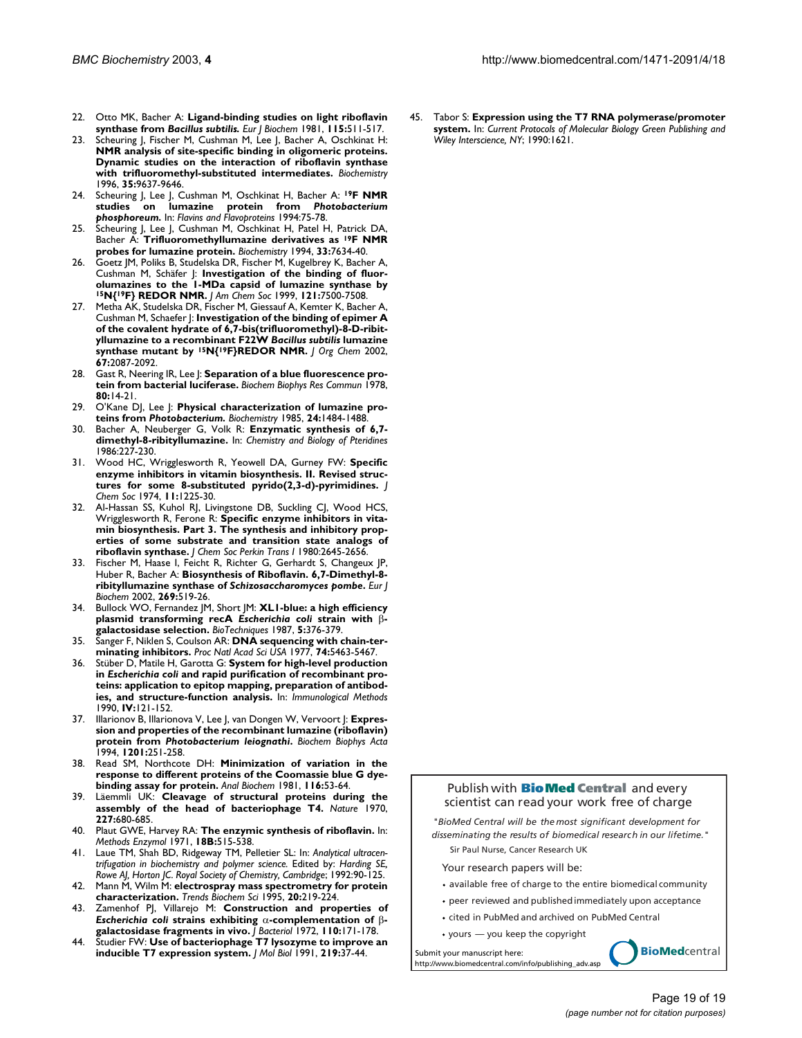22. Otto MK, Bacher A: **Ligand-binding studies on light riboflavin synthase from *Bacillus subtilis*.** *Eur J Biochem* 1981, **115:**511-517.
23. Scheuring J, Fischer M, Cushman M, Lee J, Bacher A, Oschkinat H: **NMR analysis of site-specific binding in oligomeric proteins. Dynamic studies on the interaction of riboflavin synthase with trifluoromethyl-substituted intermediates.** *Biochemistry* 1996, **35:**9637-9646.
24. Scheuring J, Lee J, Cushman M, Oschkinat H, Bacher A: **$^{19}$F NMR studies on lumazine protein from *Photobacterium phosphoreum*.** In: *Flavins and Flavoproteins* 1994:75-78.
25. Scheuring J, Lee J, Cushman M, Oschkinat H, Patel H, Patrick DA, Bacher A: **Trifluoromethyllumazine derivatives as $^{19}$F NMR probes for lumazine protein.** *Biochemistry* 1994, **33:**7634-40.
26. Goetz JM, Poliks B, Studelska DR, Fischer M, Kugelbrey K, Bacher A, Cushman M, Schäfer J: **Investigation of the binding of fluorolumazines to the 1-MDa capsid of lumazine synthase by $^{15}$N{$^{19}$F} REDOR NMR.** *J Am Chem Soc* 1999, **121:**7500-7508.
27. Metha AK, Studelska DR, Fischer M, Giessauf A, Kemter K, Bacher A, Cushman M, Schaefer J: **Investigation of the binding of epimer A of the covalent hydrate of 6,7-bis(trifluoromethyl)-8-D-ribityllumazine to a recombinant F22W *Bacillus subtilis* lumazine synthase mutant by $^{15}$N{$^{19}$F}REDOR NMR.** *J Org Chem* 2002, **67:**2087-2092.
28. Gast R, Neering IR, Lee J: **Separation of a blue fluorescence protein from bacterial luciferase.** *Biochem Biophys Res Commun* 1978, **80:**14-21.
29. O'Kane DJ, Lee J: **Physical characterization of lumazine proteins from *Photobacterium*.** *Biochemistry* 1985, **24:**1484-1488.
30. Bacher A, Neuberger G, Volk R: **Enzymatic synthesis of 6,7-dimethyl-8-ribityllumazine.** In: *Chemistry and Biology of Pteridines* 1986:227-230.
31. Wood HC, Wrigglesworth R, Yeowell DA, Gurney FW: **Specific enzyme inhibitors in vitamin biosynthesis. II. Revised structures for some 8-substituted pyrido(2,3-d)-pyrimidines.** *J Chem Soc* 1974, **11:**1225-30.
32. Al-Hassan SS, Kuhol RJ, Livingstone DB, Suckling CJ, Wood HCS, Wrigglesworth R, Ferone R: **Specific enzyme inhibitors in vitamin biosynthesis. Part 3. The synthesis and inhibitory properties of some substrate and transition state analogs of riboflavin synthase.** *J Chem Soc Perkin Trans I* 1980:2645-2656.
33. Fischer M, Haase I, Feicht R, Richter G, Gerhardt S, Changeux JP, Huber R, Bacher A: **Biosynthesis of Riboflavin. 6,7-Dimethyl-8-ribityllumazine synthase of *Schizosaccharomyces pombe*.** *Eur J Biochem* 2002, **269:**519-26.
34. Bullock WO, Fernandez JM, Short JM: **XL1-blue: a high efficiency plasmid transforming recA *Escherichia coli* strain with β-galactosidase selection.** *BioTechniques* 1987, **5:**376-379.
35. Sanger F, Niklen S, Coulson AR: **DNA sequencing with chain-terminating inhibitors.** *Proc Natl Acad Sci USA* 1977, **74:**5463-5467.
36. Stüber D, Matile H, Garotta G: **System for high-level production in *Escherichia coli* and rapid purification of recombinant proteins: application to epitop mapping, preparation of antibodies, and structure-function analysis.** In: *Immunological Methods* 1990, **IV:**121-152.
37. Illarionov B, Illarionova V, Lee J, van Dongen W, Vervoort J: **Expression and properties of the recombinant lumazine (riboflavin) protein from *Photobacterium leiognathi*.** *Biochem Biophys Acta* 1994, **1201:**251-258.
38. Read SM, Northcote DH: **Minimization of variation in the response to different proteins of the Coomassie blue G dye-binding assay for protein.** *Anal Biochem* 1981, **116:**53-64.
39. Läemmli UK: **Cleavage of structural proteins during the assembly of the head of bacteriophage T4.** *Nature* 1970, **227:**680-685.
40. Plaut GWE, Harvey RA: **The enzymic synthesis of riboflavin.** In: *Methods Enzymol* 1971, **18B:**515-538.
41. Laue TM, Shah BD, Ridgeway TM, Pelletier SL: In: *Analytical ultracentrifugation in biochemistry and polymer science.* Edited by: *Harding SE, Rowe AJ, Horton JC. Royal Society of Chemistry, Cambridge*; 1992:90-125.
42. Mann M, Wilm M: **electrospray mass spectrometry for protein characterization.** *Trends Biochem Sci* 1995, **20:**219-224.
43. Zamenhof PJ, Villarejo M: **Construction and properties of *Escherichia coli* strains exhibiting α-complementation of β-galactosidase fragments in vivo.** *J Bacteriol* 1972, **110:**171-178.
44. Studier FW: **Use of bacteriophage T7 lysozyme to improve an inducible T7 expression system.** *J Mol Biol* 1991, **219:**37-44.
45. Tabor S: **Expression using the T7 RNA polymerase/promoter system.** In: *Current Protocols of Molecular Biology Green Publishing and Wiley Interscience, NY*; 1990:1621.

Publish with **BioMed Central** and every scientist can read your work free of charge

*"BioMed Central will be the most significant development for disseminating the results of biomedical research in our lifetime."*

Sir Paul Nurse, Cancer Research UK

Your research papers will be:

- available free of charge to the entire biomedical community
- peer reviewed and published immediately upon acceptance
- cited in PubMed and archived on PubMed Central
- yours — you keep the copyright

Submit your manuscript here:
http://www.biomedcentral.com/info/publishing_adv.asp

BioMedcentral